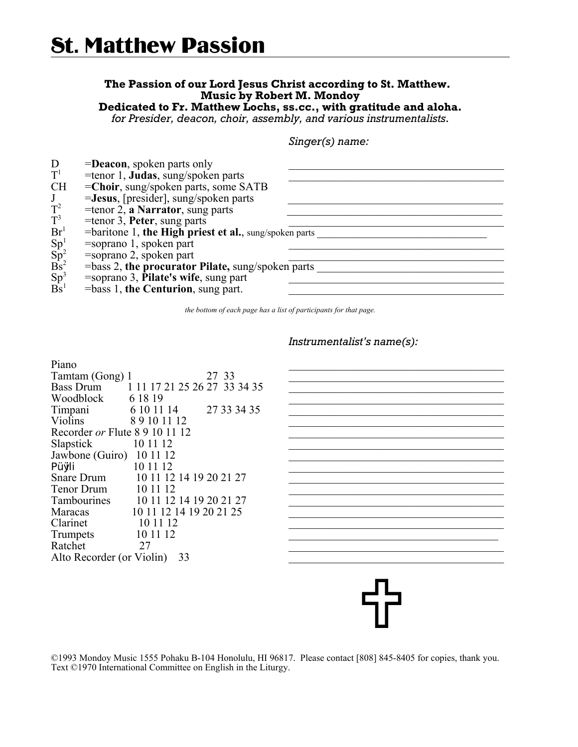# St. Matthew Passion

**The Passion of our Lord Jesus Christ according to St. Matthew.**
**Music by Robert M. Mondoy**
**Dedicated to Fr. Matthew Lochs, ss.cc., with gratitude and aloha.**
*for Presider, deacon, choir, assembly, and various instrumentalists.*

*Singer(s) name:*

| | | |
|---|---|---|
| D | =**Deacon**, spoken parts only | ______________________ |
| T[1] | =tenor 1, **Judas**, sung/spoken parts | ______________________ |
| CH | =**Choir**, sung/spoken parts, some SATB | |
| J | =**Jesus**, [presider], sung/spoken parts | ______________________ |
| T[2] | =tenor 2, **a Narrator**, sung parts | ______________________ |
| T[3] | =tenor 3, **Peter**, sung parts | ______________________ |
| Br[1] | =baritone 1, **the High priest et al.**, sung/spoken parts | ______________________ |
| Sp[1] | =soprano 1, spoken part | ______________________ |
| Sp[2] | =soprano 2, spoken part | ______________________ |
| Bs[2] | =bass 2, **the procurator Pilate,** sung/spoken parts | ______________________ |
| Sp[3] | =soprano 3, **Pilate's wife**, sung part | ______________________ |
| Bs[1] | =bass 1, **the Centurion**, sung part. | ______________________ |

*the bottom of each page has a list of participants for that page.*

*Instrumentalist's name(s):*

| | | |
|---|---|---|
| Piano | | ______________________ |
| Tamtam (Gong) | 1 27 33 | ______________________ |
| Bass Drum | 1 11 17 21 25 26 27 33 34 35 | ______________________ |
| Woodblock | 6 18 19 | ______________________ |
| Timpani | 6 10 11 14 27 33 34 35 | ______________________ |
| Violins | 8 9 10 11 12 | ______________________ |
| Recorder *or* Flute | 8 9 10 11 12 | ______________________ |
| Slapstick | 10 11 12 | ______________________ |
| Jawbone (Guiro) | 10 11 12 | ______________________ |
| Püÿli | 10 11 12 | ______________________ |
| Snare Drum | 10 11 12 14 19 20 21 27 | ______________________ |
| Tenor Drum | 10 11 12 | ______________________ |
| Tambourines | 10 11 12 14 19 20 21 27 | ______________________ |
| Maracas | 10 11 12 14 19 20 21 25 | ______________________ |
| Clarinet | 10 11 12 | ______________________ |
| Trumpets | 10 11 12 | ______________________ |
| Ratchet | 27 | ______________________ |
| Alto Recorder (or Violin) | 33 | ______________________ |

©1993 Mondoy Music 1555 Pohaku B-104 Honolulu, HI 96817. Please contact [808] 845-8405 for copies, thank you.
Text ©1970 International Committee on English in the Liturgy.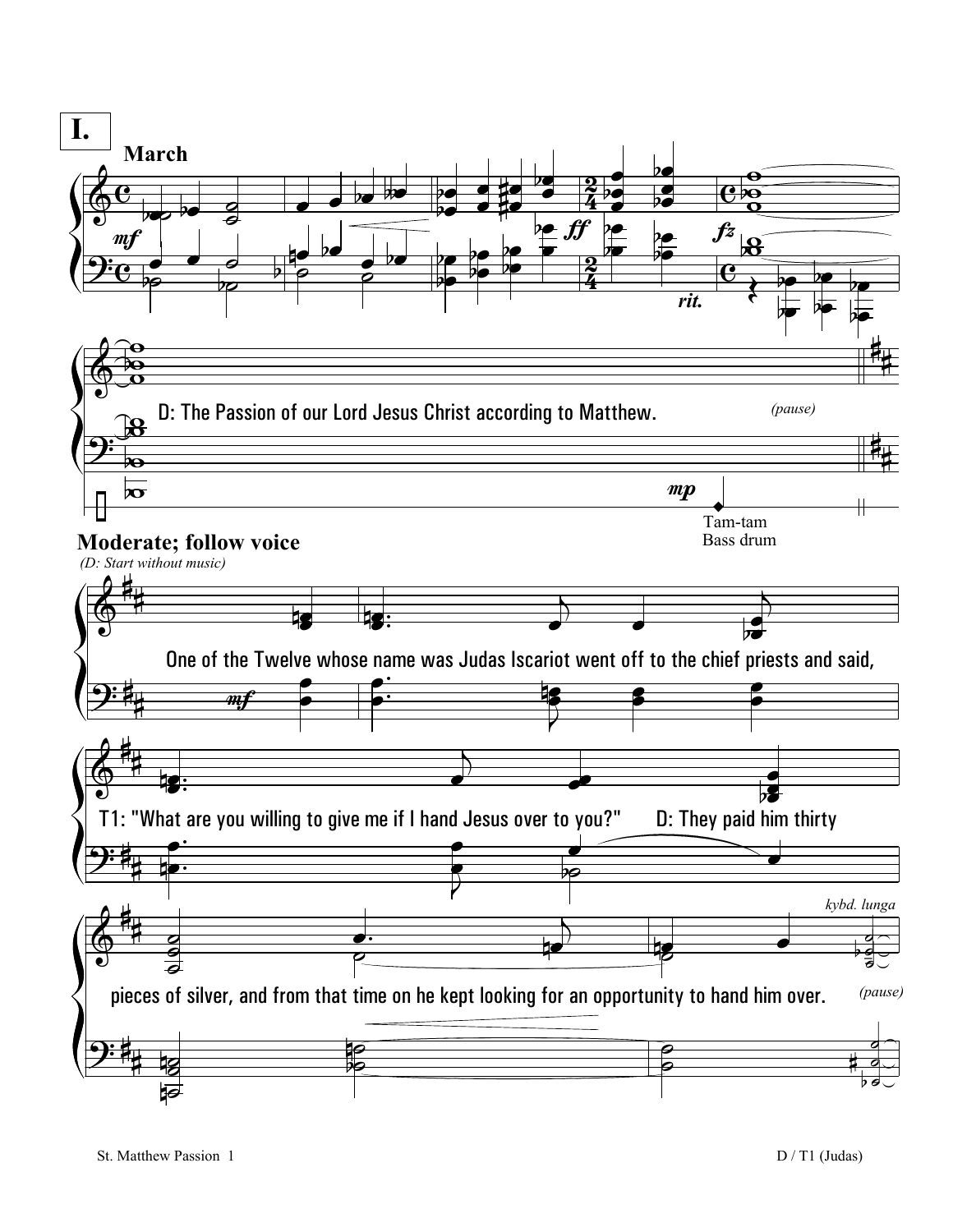# I.

**March**

D: The Passion of our Lord Jesus Christ according to Matthew.

*(pause)*

**Moderate; follow voice**

*(D: Start without music)*

One of the Twelve whose name was Judas Iscariot went off to the chief priests and said,

T1: "What are you willing to give me if I hand Jesus over to you?" D: They paid him thirty pieces of silver, and from that time on he kept looking for an opportunity to hand him over.

*(pause)*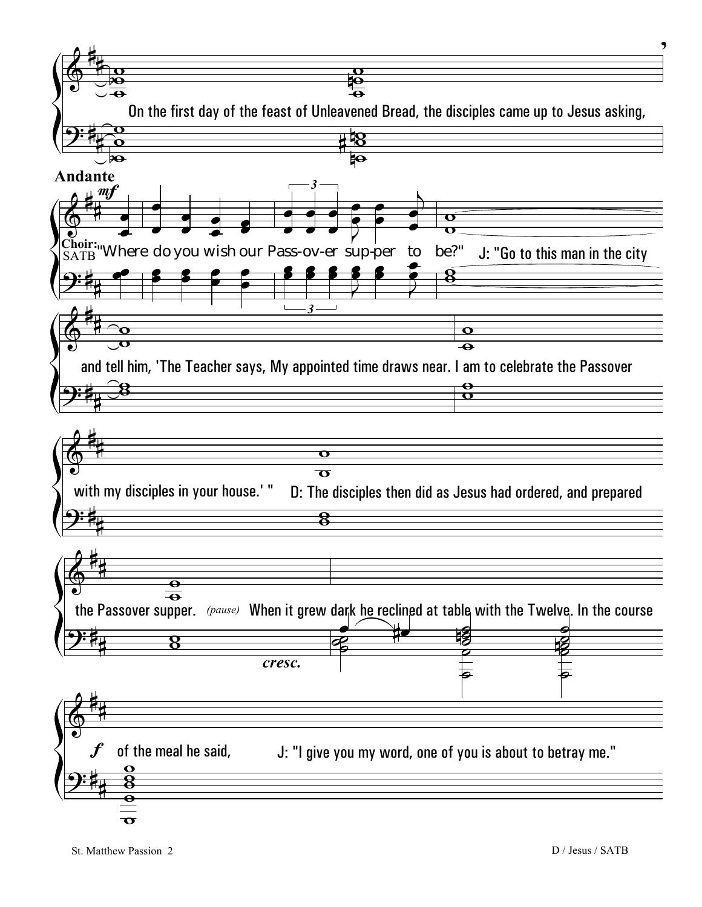On the first day of the feast of Unleavened Bread, the disciples came up to Jesus asking,

**Andante**

*mf*

Choir: SATB "Where do you wish our Pass-ov-er sup-per to be?" J: "Go to this man in the city

and tell him, 'The Teacher says, My appointed time draws near. I am to celebrate the Passover

with my disciples in your house.' " D: The disciples then did as Jesus had ordered, and prepared

the Passover supper. *(pause)* When it grew dark he reclined at table with the Twelve. In the course

*cresc.*

*f* of the meal he said, J: "I give you my word, one of you is about to betray me."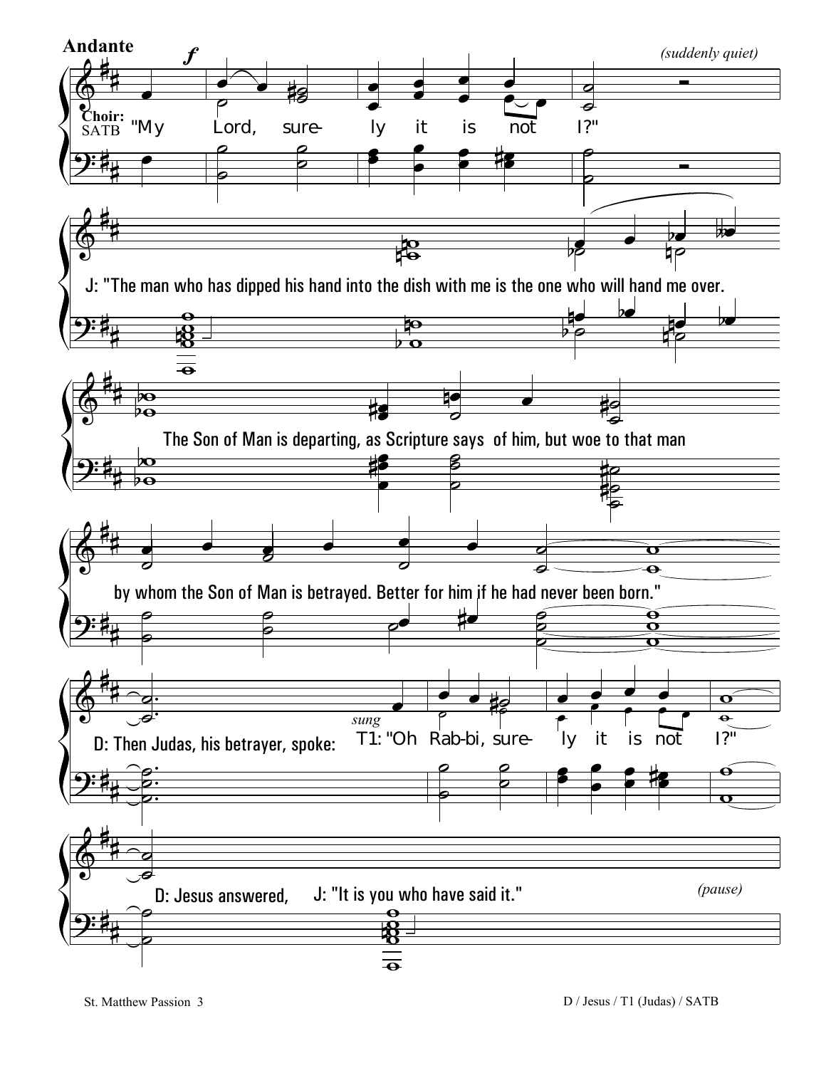**Andante**

*f*

*(suddenly quiet)*

**Choir:** SATB "My Lord, sure- ly it is not I?"

J: "The man who has dipped his hand into the dish with me is the one who will hand me over.

The Son of Man is departing, as Scripture says of him, but woe to that man

by whom the Son of Man is betrayed. Better for him if he had never been born."

D: Then Judas, his betrayer, spoke:

*sung*

T1: "Oh Rab-bi, sure- ly it is not I?"

D: Jesus answered, J: "It is you who have said it."

*(pause)*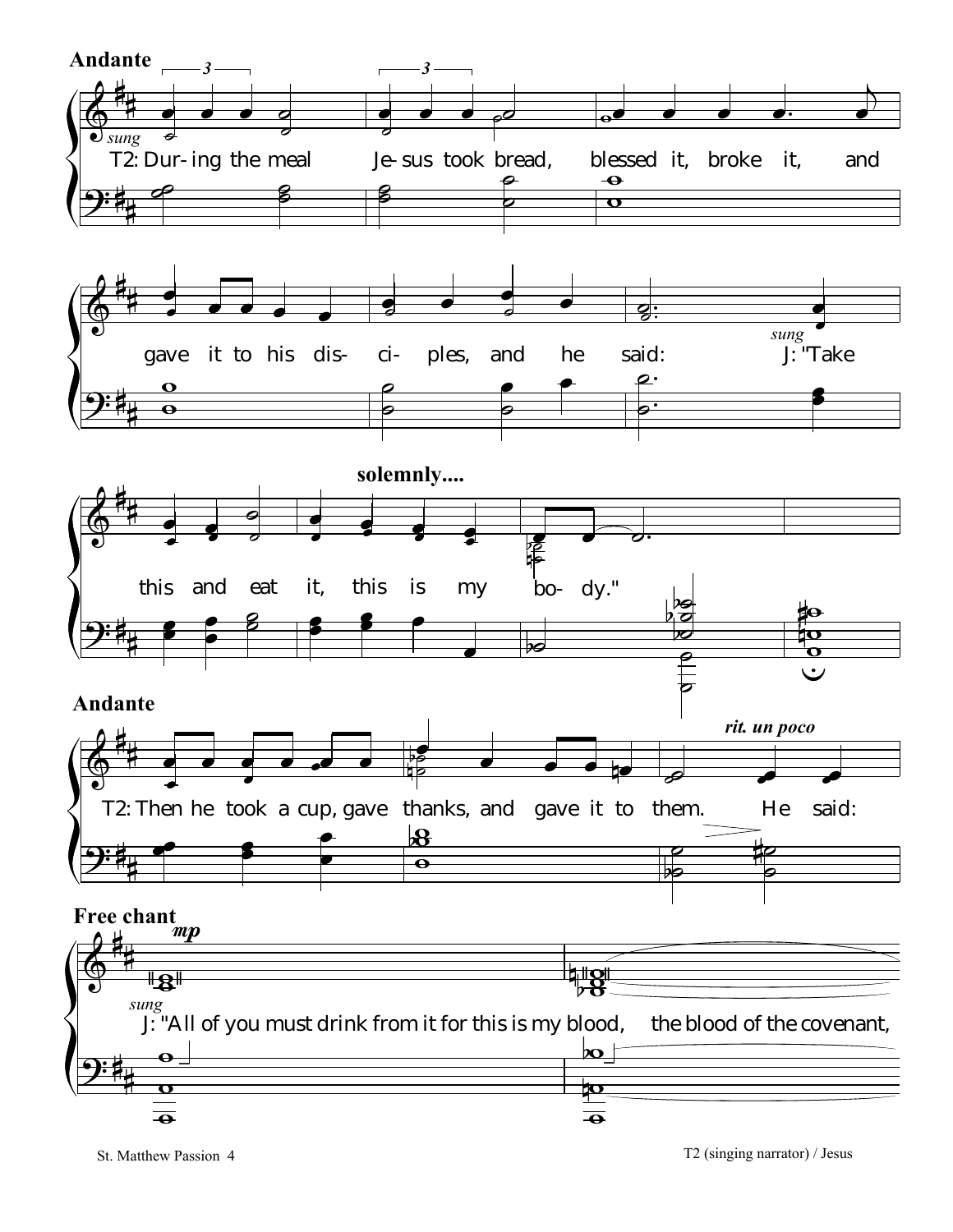**Andante**

*sung*

T2: Dur- ing the meal Je- sus took bread, blessed it, broke it, and gave it to his dis- ci- ples, and he said:

*sung*

J: "Take this and eat it, this is my bo- dy."

**solemnly....**

**Andante**

T2: Then he took a cup, gave thanks, and gave it to them. He said:

*rit. un poco*

**Free chant**

*mp*

*sung*

J: "All of you must drink from it for this is my blood, the blood of the covenant,

T2 (singing narrator) / Jesus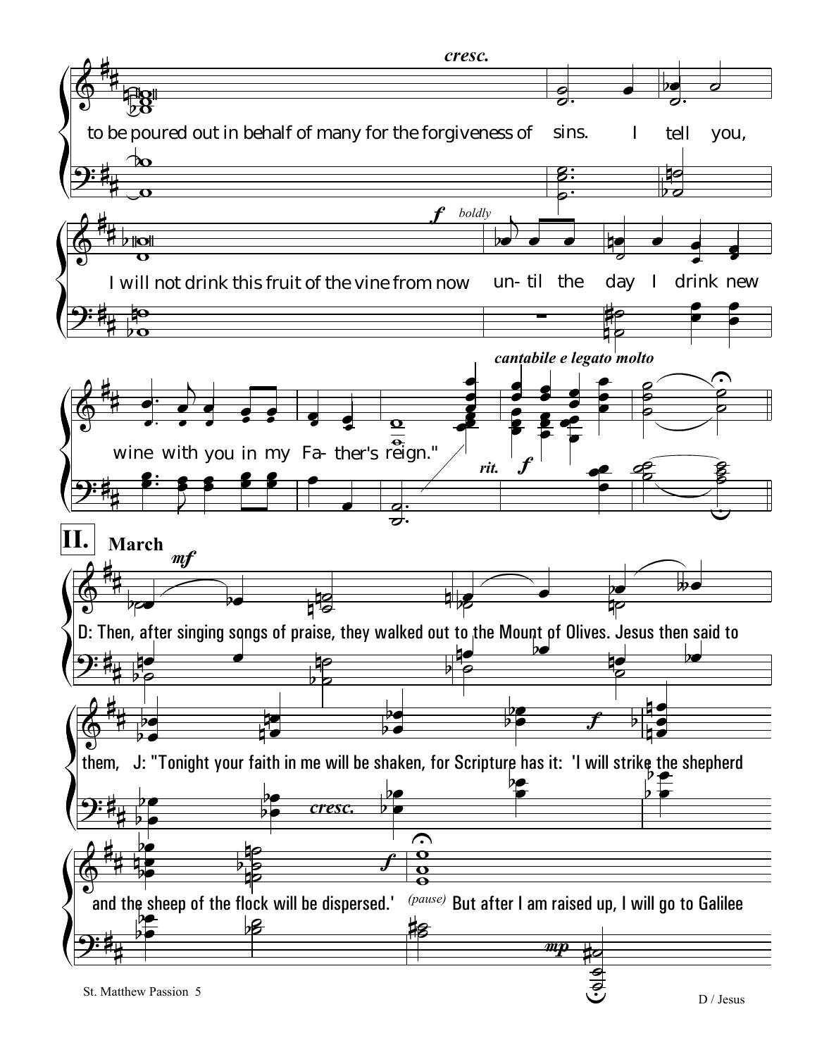*cresc.*

to be poured out in behalf of many for the forgiveness of sins. I tell you,

*f* *boldly*

I will not drink this fruit of the vine from now un- til the day I drink new

*cantabile e legato molto*

wine with you in my Fa- ther's reign."

*rit.* *f*

## II. March

*mf*

D: Then, after singing songs of praise, they walked out to the Mount of Olives. Jesus then said to

*f*

them, J: "Tonight your faith in me will be shaken, for Scripture has it: 'I will strike the shepherd

*cresc.*

*f*

and the sheep of the flock will be dispersed.' *(pause)* But after I am raised up, I will go to Galilee

*mp*

D / Jesus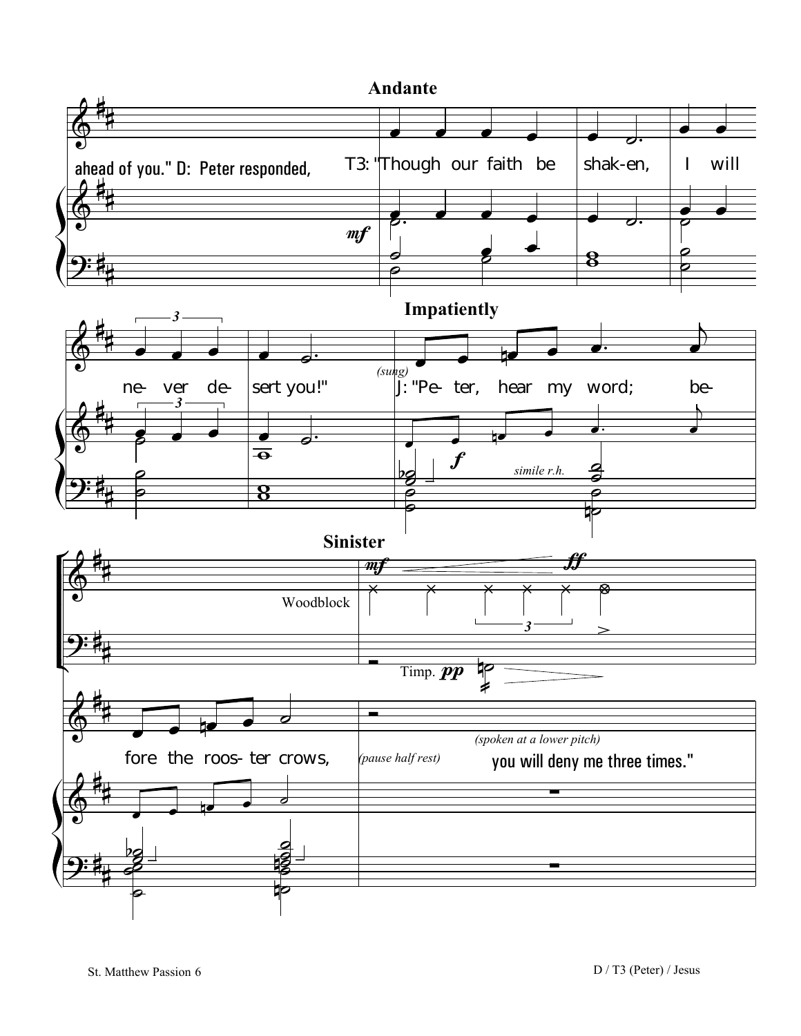**Andante**

ahead of you." D: Peter responded, T3: "Though our faith be shak-en, I will ne- ver de- sert you!"

*mf*

**Impatiently**

*(sung)* J: "Pe- ter, hear my word; be- fore the roos- ter crows,

*f* *simile r.h.*

**Sinister**

Woodblock *mf* *ff*

Timp. *pp*

*(pause half rest)* *(spoken at a lower pitch)* you will deny me three times."

St. Matthew Passion 6 — D / T3 (Peter) / Jesus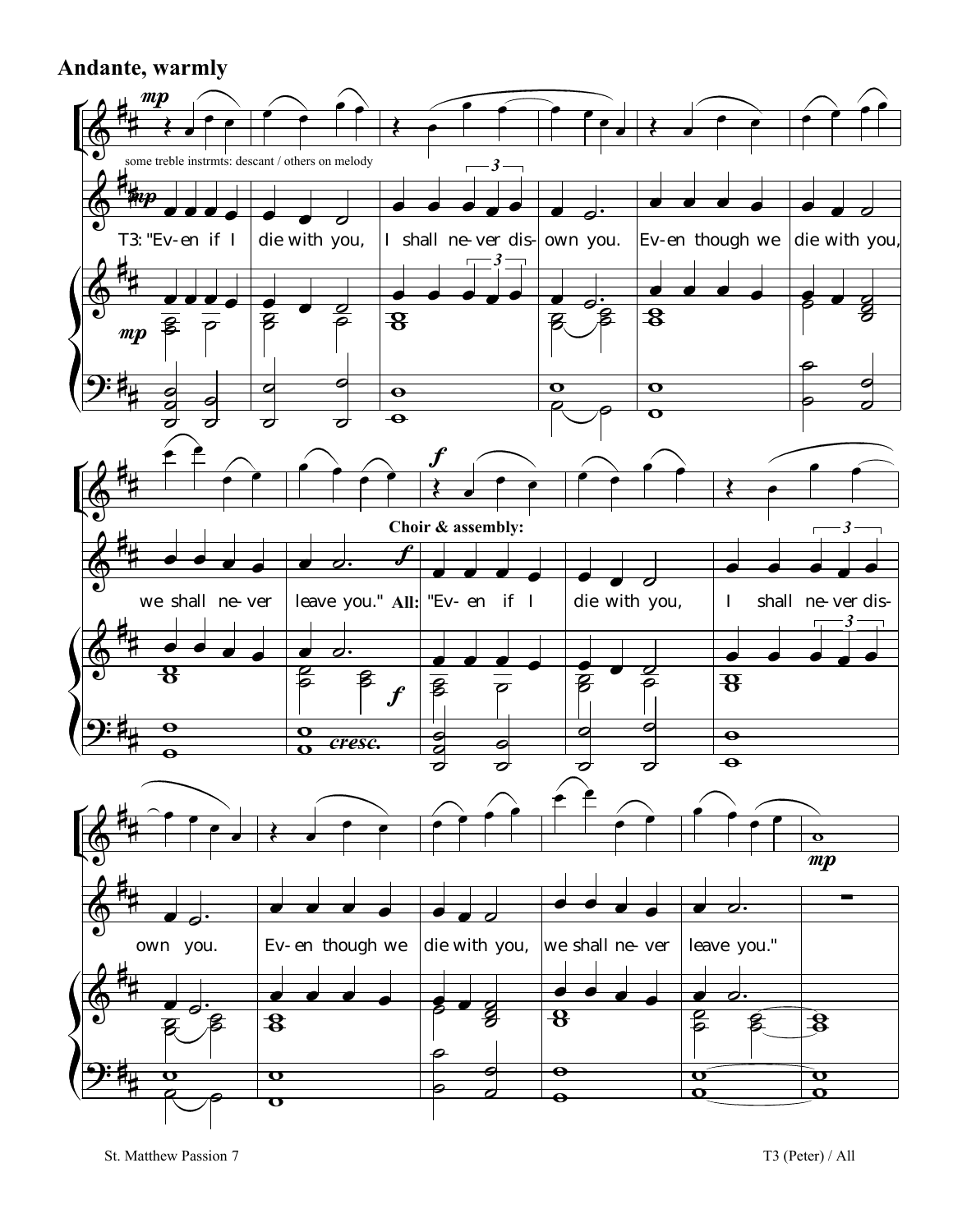**Andante, warmly**

some treble instrmts: descant / others on melody

T3: "Even if I die with you, I shall never disown you. Even though we die with you, we shall never leave you."

**Choir & assembly:**

**All:** "Even if I die with you, I shall never disown you. Even though we die with you, we shall never leave you."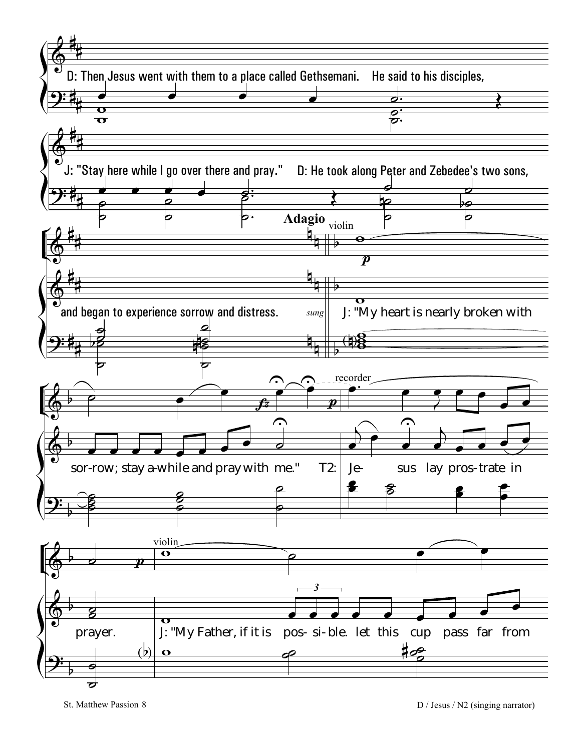D: Then Jesus went with them to a place called Gethsemani. He said to his disciples,

J: "Stay here while I go over there and pray." D: He took along Peter and Zebedee's two sons,

**Adagio**

violin

*p*

and began to experience sorrow and distress. *sung*

J: "My heart is nearly broken with

sor-row; stay a-while and pray with me." T2: Je- sus lay pros-trate in

*fz* *p*

recorder

prayer.

violin

*p*

J: "My Father, if it is pos- si- ble. let this cup pass far from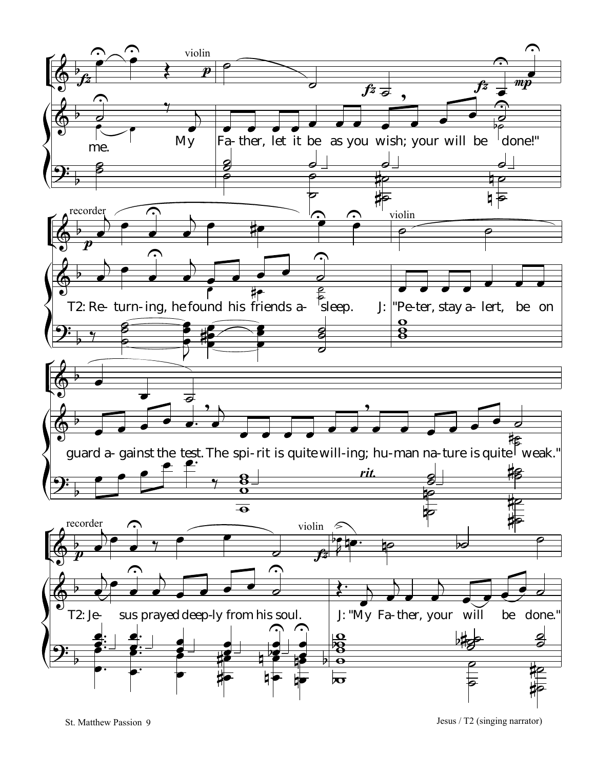violin

me. My Fa- ther, let it be as you wish; your will be done!"

recorder

violin

T2: Re- turn- ing, he found his friends a- sleep. J: "Pe- ter, stay a- lert, be on

guard a- gainst the test. The spi- rit is quite will- ing; hu- man na- ture is quite weak."

*rit.*

recorder

violin

T2: Je- sus prayed deep- ly from his soul. J: "My Fa- ther, your will be done."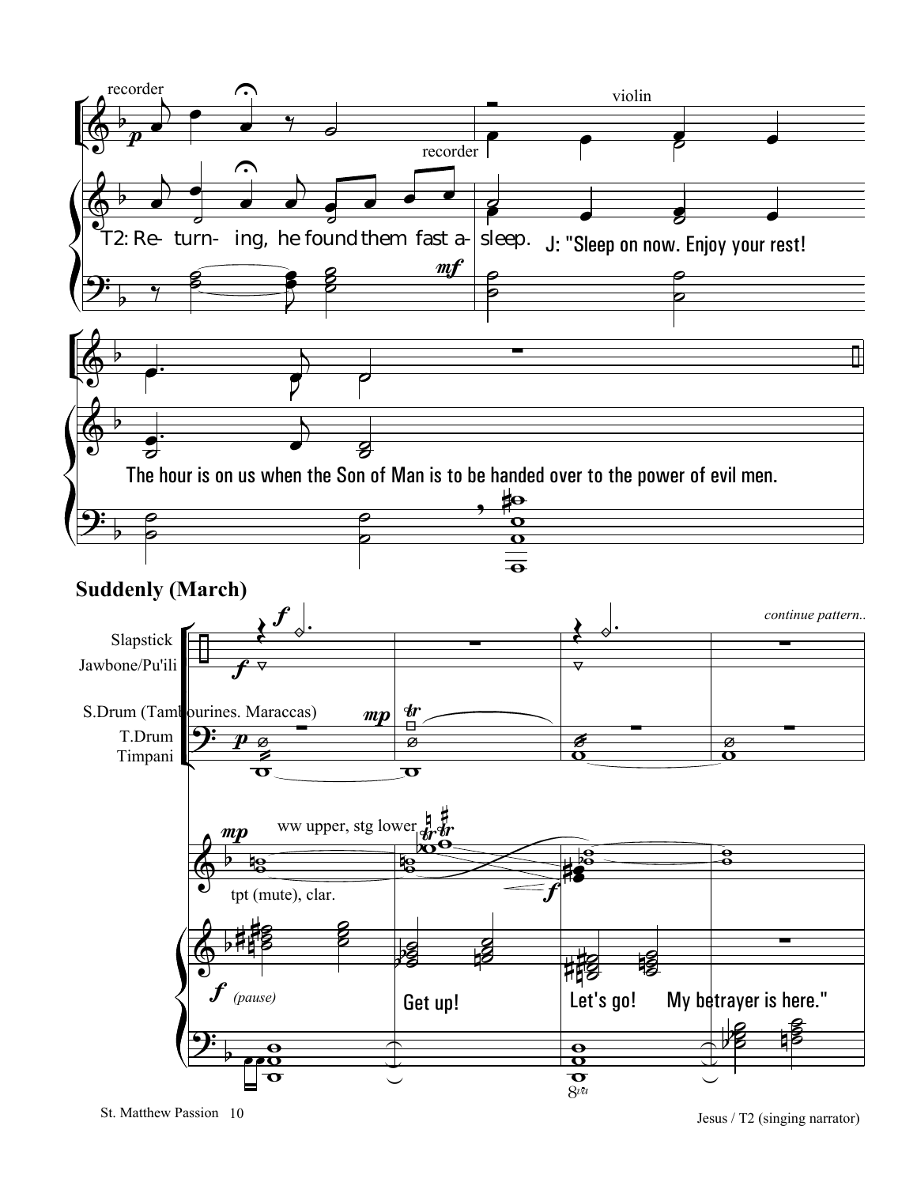recorder

violin

recorder

T2: Re- turn- ing, he found them fast a- sleep. J: "Sleep on now. Enjoy your rest!

The hour is on us when the Son of Man is to be handed over to the power of evil men.

**Suddenly (March)**

*continue pattern..*

Slapstick

Jawbone/Pu'ili

S.Drum (Tambourines. Maraccas)

T.Drum

Timpani

ww upper, stg lower

tpt (mute), clar.

*(pause)*

Get up!

Let's go! My betrayer is here."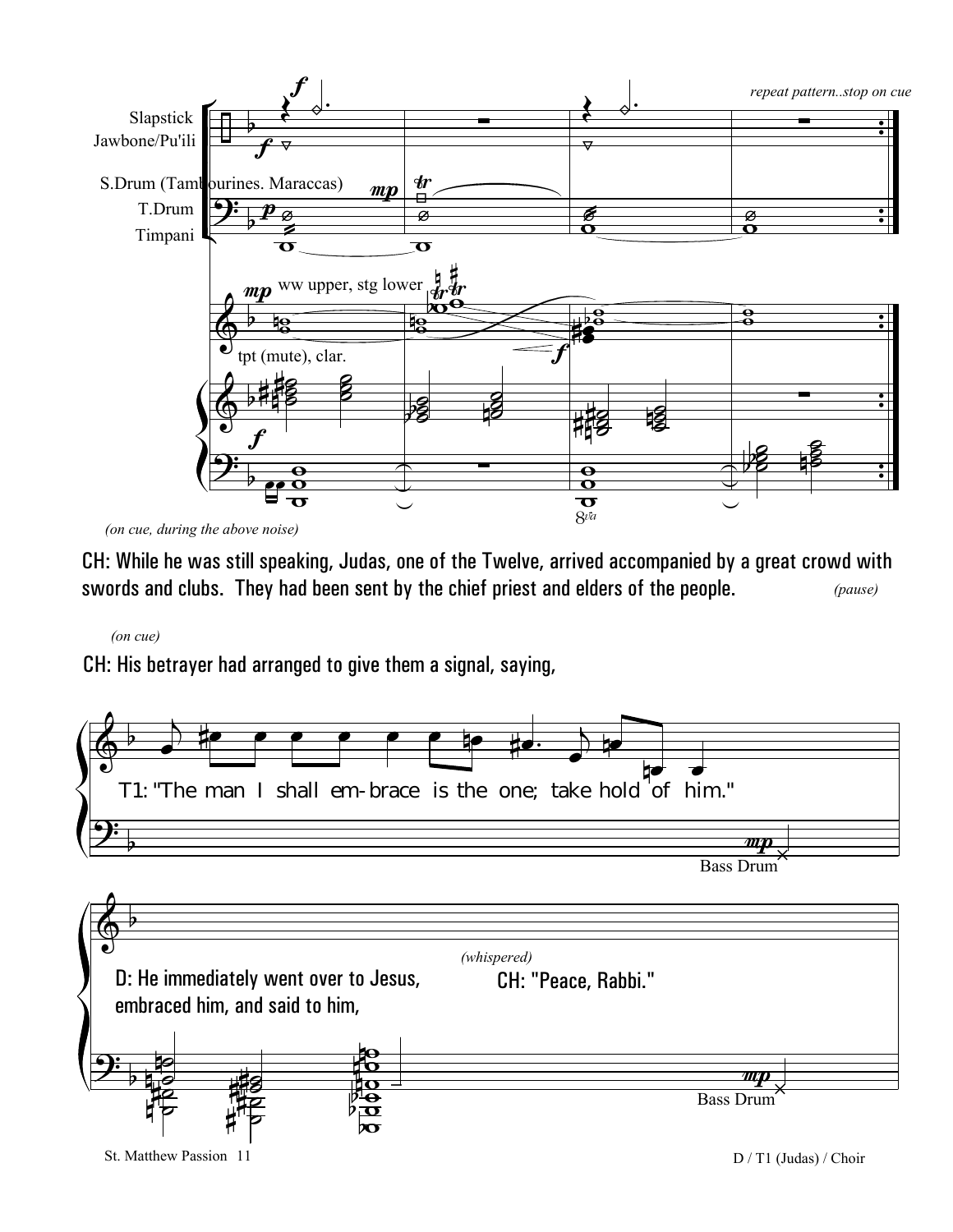*(on cue, during the above noise)*

CH: While he was still speaking, Judas, one of the Twelve, arrived accompanied by a great crowd with swords and clubs. They had been sent by the chief priest and elders of the people. *(pause)*

*(on cue)*

CH: His betrayer had arranged to give them a signal, saying,

T1: "The man I shall em-brace is the one; take hold of him."

D: He immediately went over to Jesus, embraced him, and said to him,

*(whispered)*

CH: "Peace, Rabbi."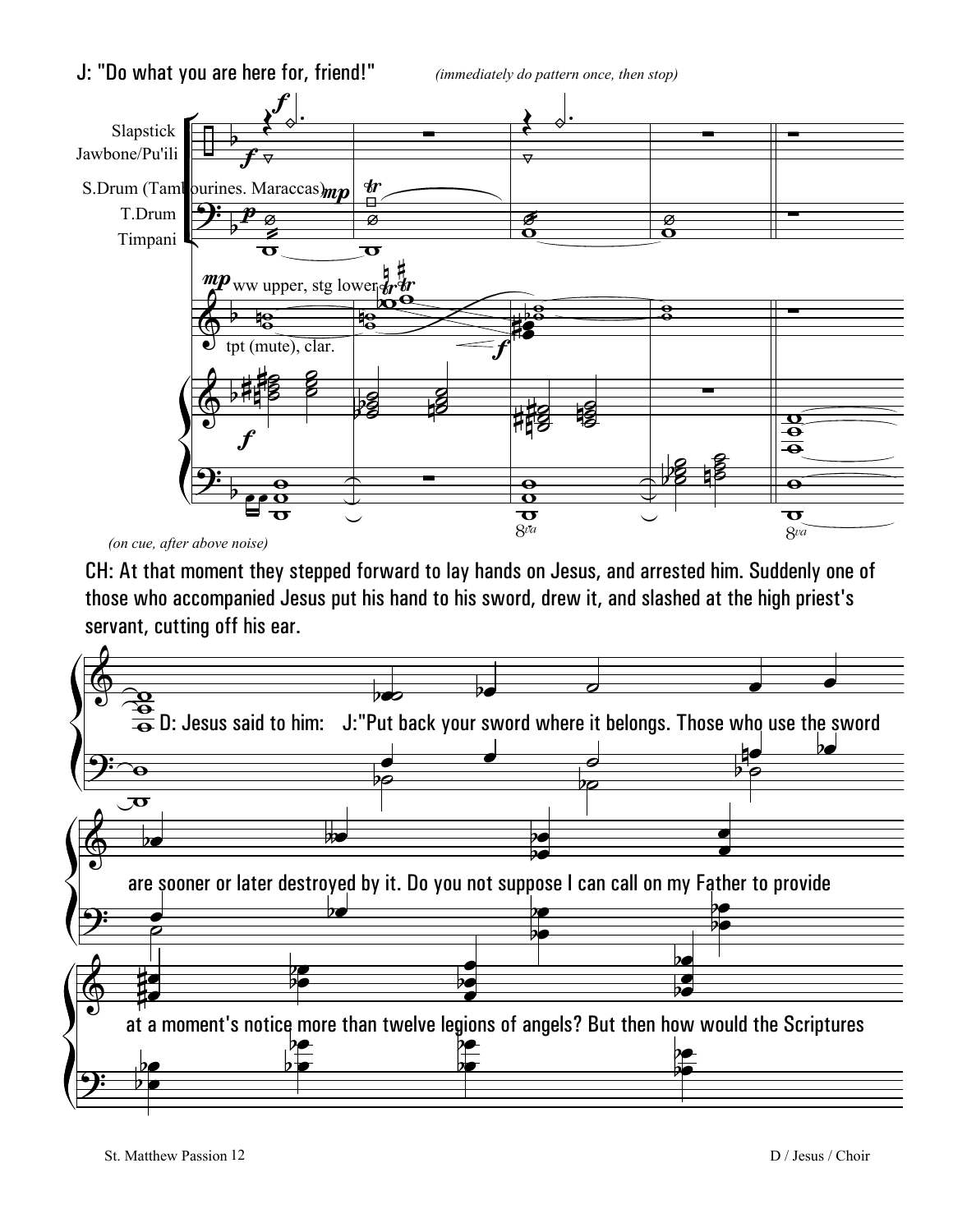J: "Do what you are here for, friend!"

*(immediately do pattern once, then stop)*

Slapstick
Jawbone/Pu'ili
S.Drum (Tambourines. Maracas)
T.Drum
Timpani

ww upper, stg lower

tpt (mute), clar.

*(on cue, after above noise)*

CH: At that moment they stepped forward to lay hands on Jesus, and arrested him. Suddenly one of those who accompanied Jesus put his hand to his sword, drew it, and slashed at the high priest's servant, cutting off his ear.

D: Jesus said to him: J:"Put back your sword where it belongs. Those who use the sword

are sooner or later destroyed by it. Do you not suppose I can call on my Father to provide

at a moment's notice more than twelve legions of angels? But then how would the Scriptures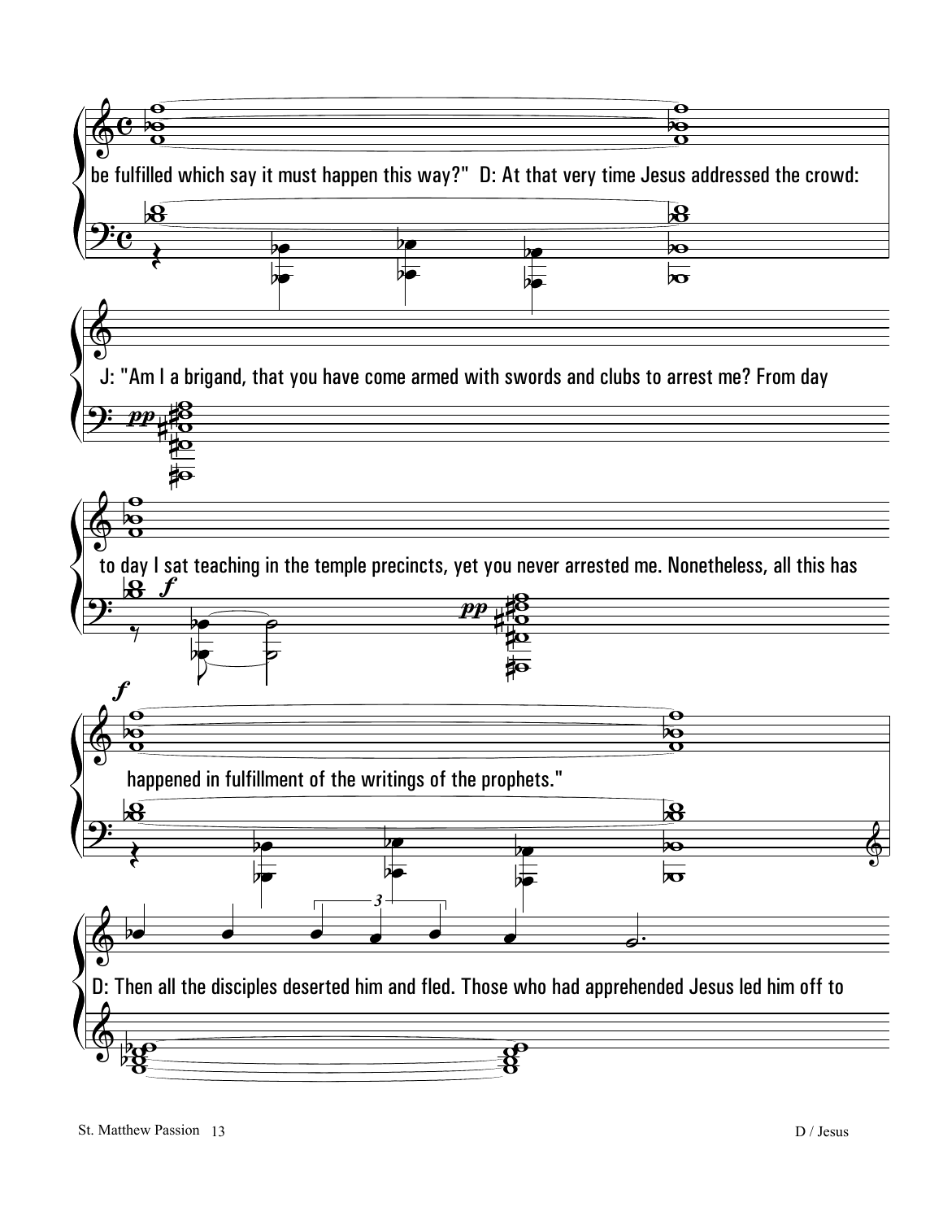be fulfilled which say it must happen this way?" D: At that very time Jesus addressed the crowd:

J: "Am I a brigand, that you have come armed with swords and clubs to arrest me? From day

to day I sat teaching in the temple precincts, yet you never arrested me. Nonetheless, all this has

happened in fulfillment of the writings of the prophets."

D: Then all the disciples deserted him and fled. Those who had apprehended Jesus led him off to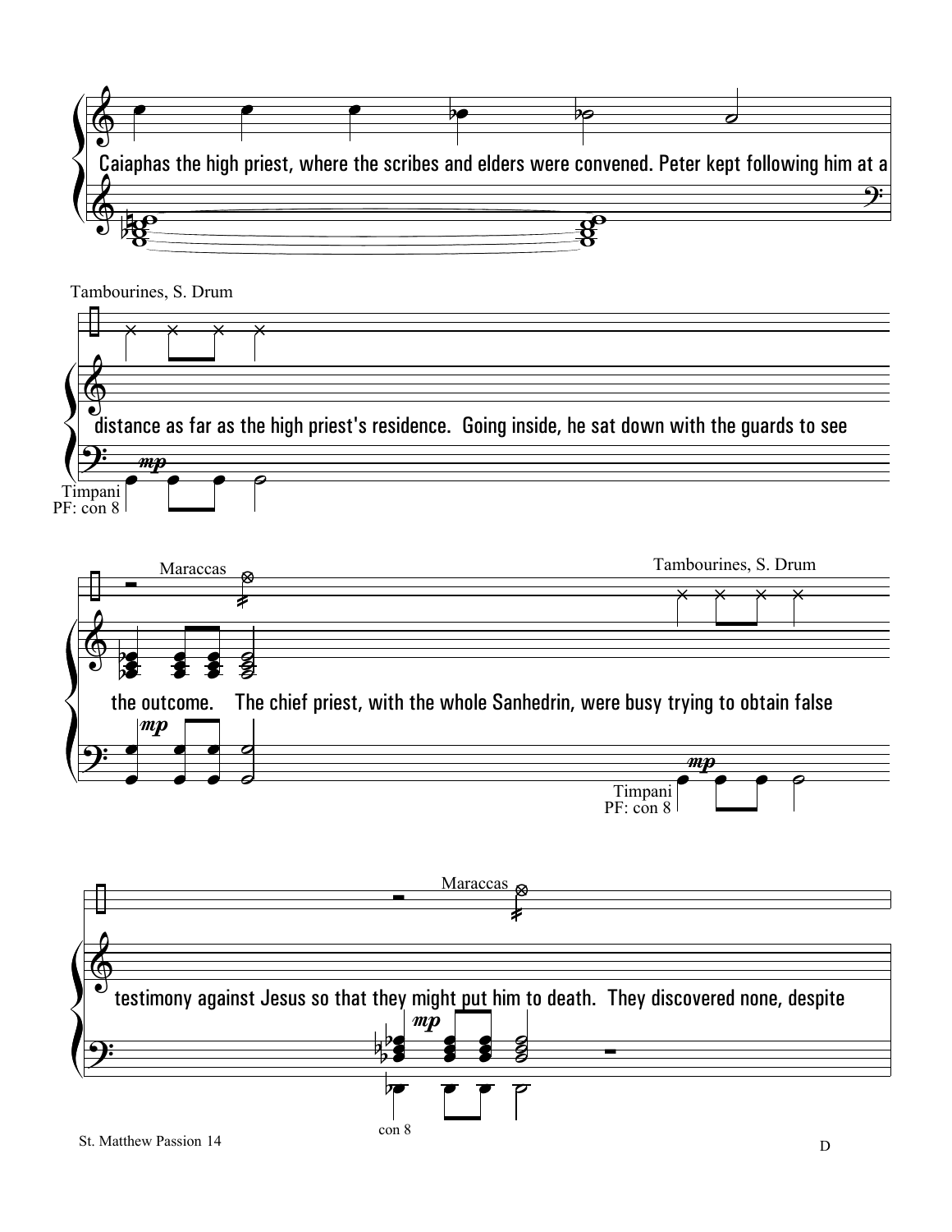Caiaphas the high priest, where the scribes and elders were convened. Peter kept following him at a

Tambourines, S. Drum

distance as far as the high priest's residence. Going inside, he sat down with the guards to see

*mp*

Timpani
PF: con 8

Maraccas

the outcome. The chief priest, with the whole Sanhedrin, were busy trying to obtain false

Tambourines, S. Drum

*mp*

*mp*

Timpani
PF: con 8

Maraccas

testimony against Jesus so that they might put him to death. They discovered none, despite

*mp*

con 8

D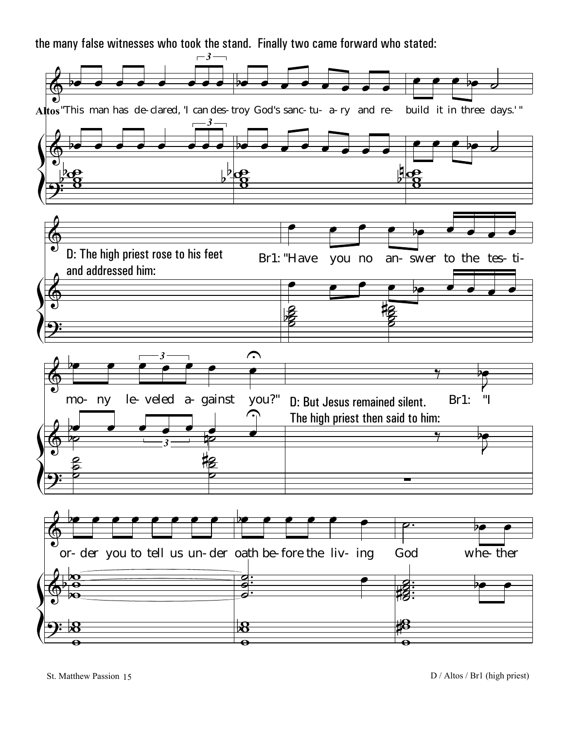the many false witnesses who took the stand. Finally two came forward who stated:

**Altos** "This man has de-clared, 'I can des-troy God's sanc-tu- a-ry and re- build it in three days.' "

D: The high priest rose to his feet and addressed him:

Br1: "Have you no an- swer to the tes- ti- mo- ny le- veled a- gainst you?"

D: But Jesus remained silent. The high priest then said to him:

Br1: "I or- der you to tell us un- der oath be-fore the liv- ing God whe- ther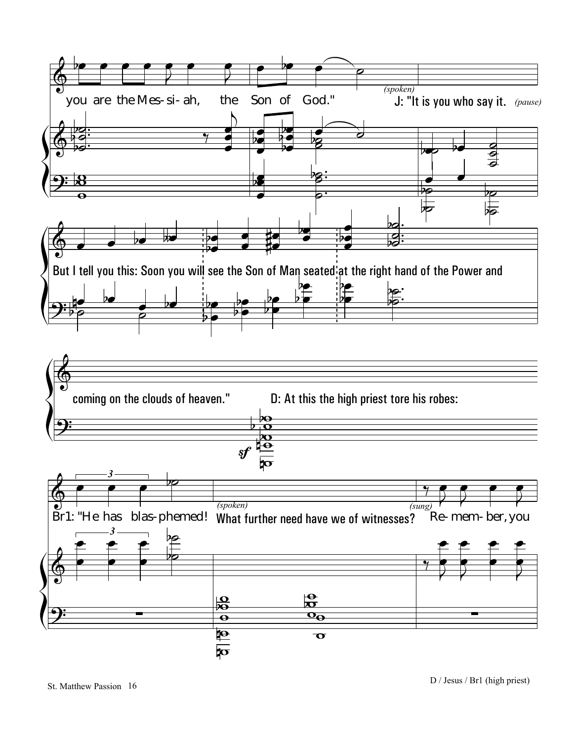you are the Mes-si-ah, the Son of God."

*(spoken)*

J: "It is you who say it. *(pause)*

But I tell you this: Soon you will see the Son of Man seated at the right hand of the Power and

coming on the clouds of heaven."

D: At this the high priest tore his robes:

*sf*

Br1: "He has blas-phemed!

*(spoken)*

What further need have we of witnesses?

*(sung)*

Re-mem-ber, you

D / Jesus / Br1 (high priest)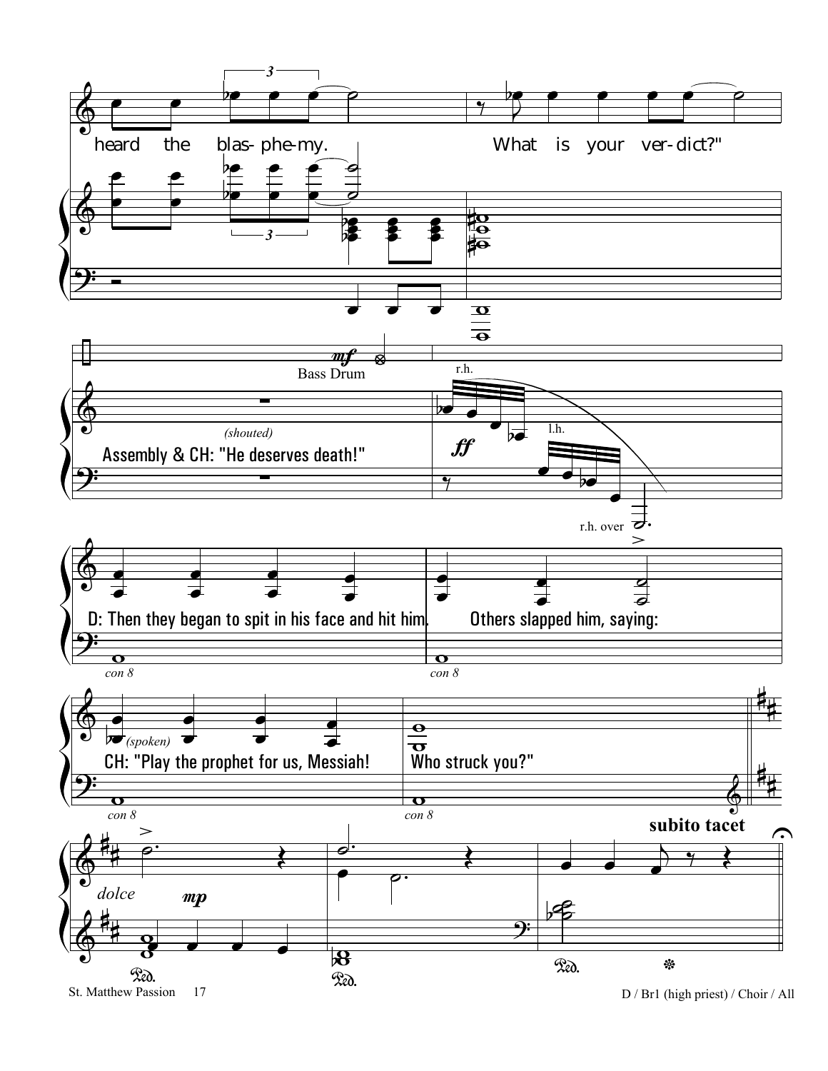heard the blas- phe-my. What is your ver-dict?"

*mf* Bass Drum

*(shouted)*

Assembly & CH: "He deserves death!"

r.h.

*ff*

l.h.

r.h. over

D: Then they began to spit in his face and hit him. Others slapped him, saying:

*con 8*

*con 8*

*(spoken)*

CH: "Play the prophet for us, Messiah! Who struck you?"

*con 8*

*con 8*

**subito tacet**

*dolce* *mp*

D / Br1 (high priest) / Choir / All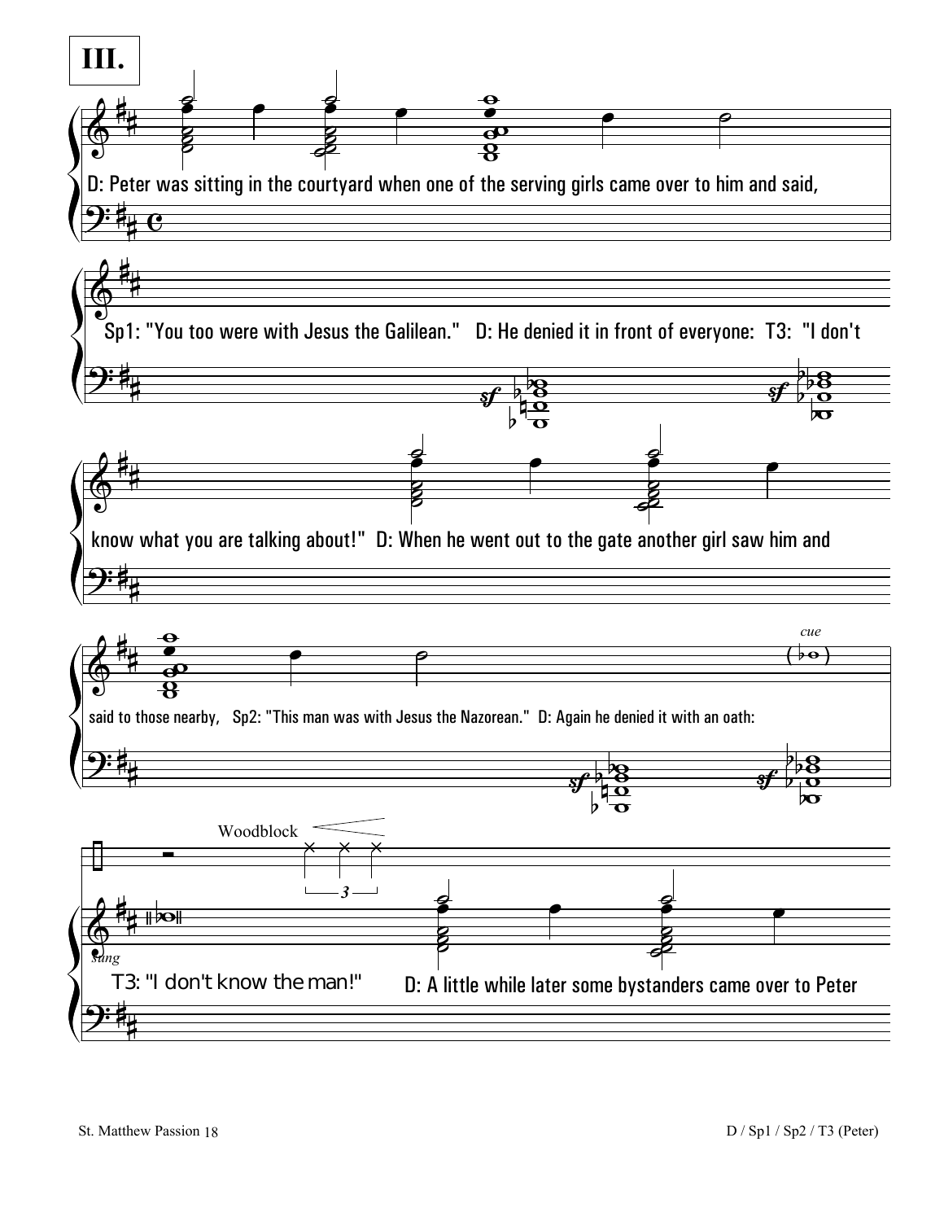**III.**

D: Peter was sitting in the courtyard when one of the serving girls came over to him and said,

Sp1: "You too were with Jesus the Galilean." D: He denied it in front of everyone: T3: "I don't

*sf* *sf*

know what you are talking about!" D: When he went out to the gate another girl saw him and

said to those nearby, Sp2: "This man was with Jesus the Nazorean." D: Again he denied it with an oath:

*cue*

*sf* *sf*

Woodblock

3

*sung*

T3: "I don't know the man!" D: A little while later some bystanders came over to Peter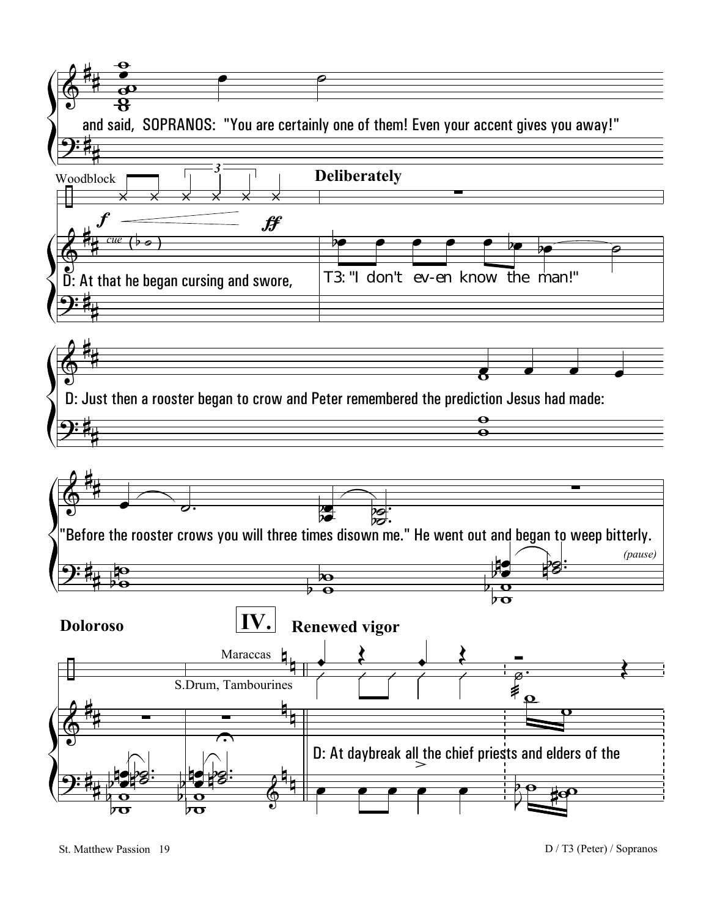and said, SOPRANOS: "You are certainly one of them! Even your accent gives you away!"

Woodblock

*f* *ff*

**Deliberately**

*cue*

D: At that he began cursing and swore,

T3: "I don't ev-en know the man!"

D: Just then a rooster began to crow and Peter remembered the prediction Jesus had made:

"Before the rooster crows you will three times disown me." He went out and began to weep bitterly.

*(pause)*

**Doloroso**

**IV.**

**Renewed vigor**

Maraccas

S.Drum, Tambourines

D: At daybreak all the chief priests and elders of the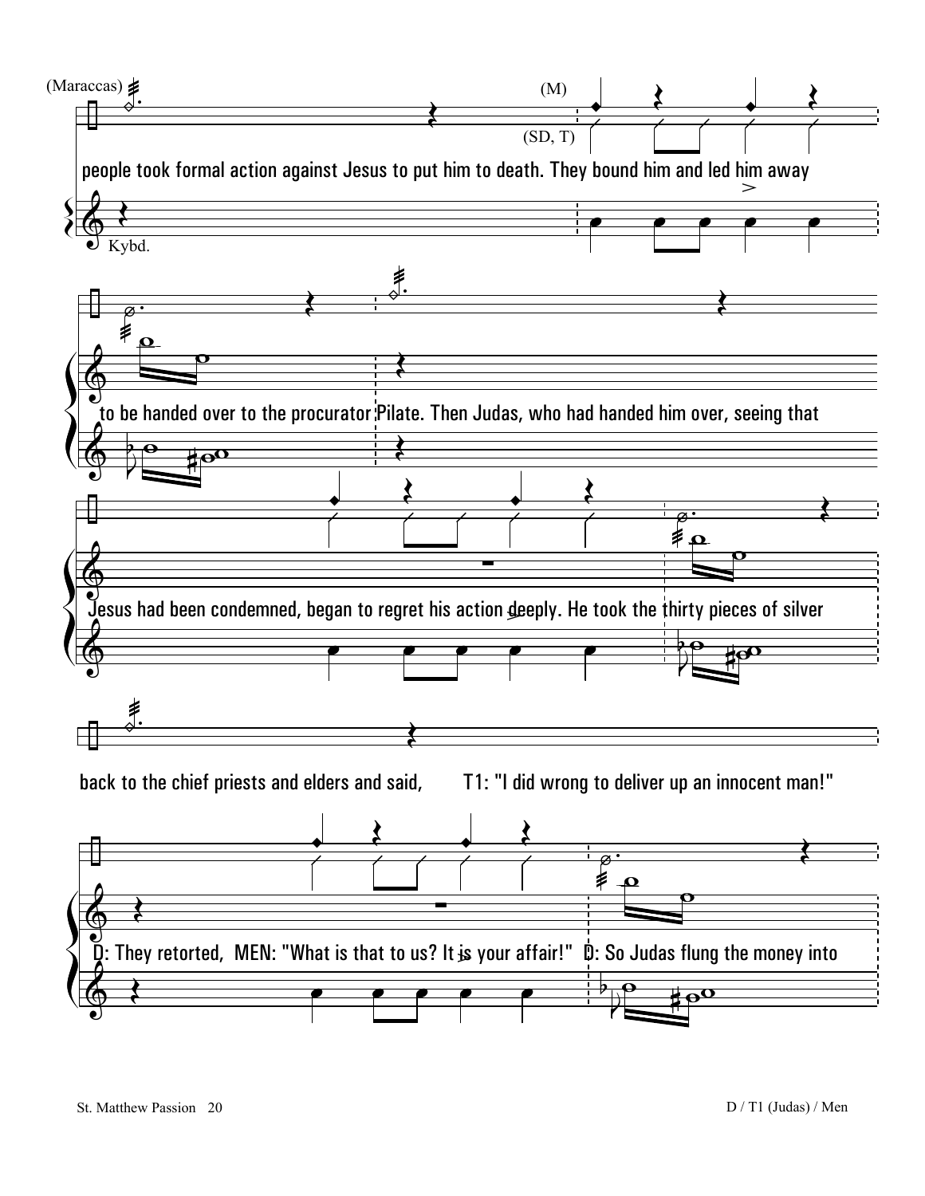(Maraccas)

(M)

(SD, T)

people took formal action against Jesus to put him to death. They bound him and led him away

Kybd.

to be handed over to the procurator Pilate. Then Judas, who had handed him over, seeing that

Jesus had been condemned, began to regret his action deeply. He took the thirty pieces of silver

back to the chief priests and elders and said, T1: "I did wrong to deliver up an innocent man!"

D: They retorted, MEN: "What is that to us? It is your affair!" D: So Judas flung the money into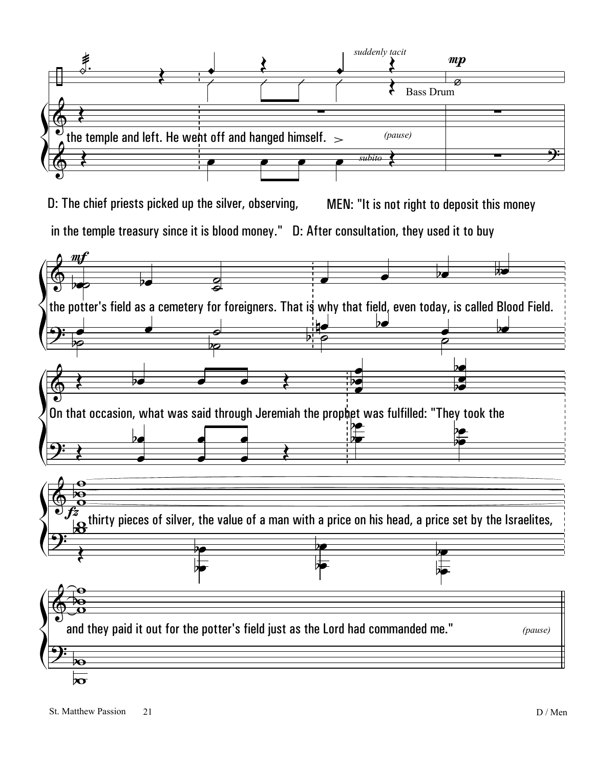*suddenly tacit*

**mp**

Bass Drum

the temple and left. He went off and hanged himself.

*(pause)*

*subito*

D: The chief priests picked up the silver, observing, MEN: "It is not right to deposit this money in the temple treasury since it is blood money." D: After consultation, they used it to buy

**mf**

the potter's field as a cemetery for foreigners. That is why that field, even today, is called Blood Field.

On that occasion, what was said through Jeremiah the prophet was fulfilled: "They took the

**fz**

thirty pieces of silver, the value of a man with a price on his head, a price set by the Israelites,

and they paid it out for the potter's field just as the Lord had commanded me."

*(pause)*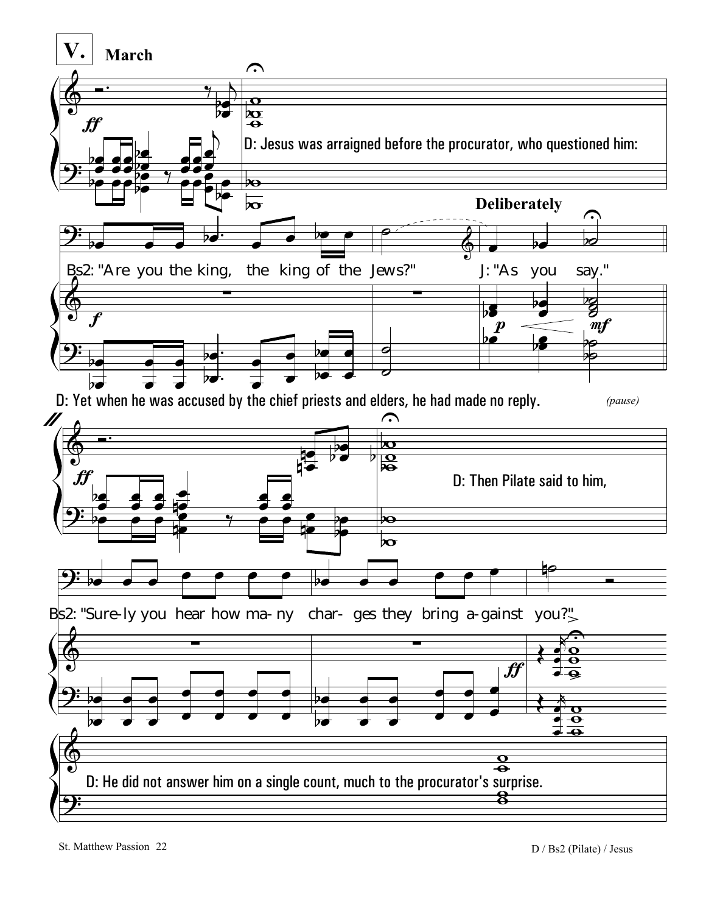# V. March

D: Jesus was arraigned before the procurator, who questioned him:

Bs2: "Are you the king, the king of the Jews?"

**Deliberately**

J: "As you say."

D: Yet when he was accused by the chief priests and elders, he had made no reply.

*(pause)*

D: Then Pilate said to him,

Bs2: "Sure-ly you hear how ma- ny char- ges they bring a-gainst you?"

D: He did not answer him on a single count, much to the procurator's surprise.

D / Bs2 (Pilate) / Jesus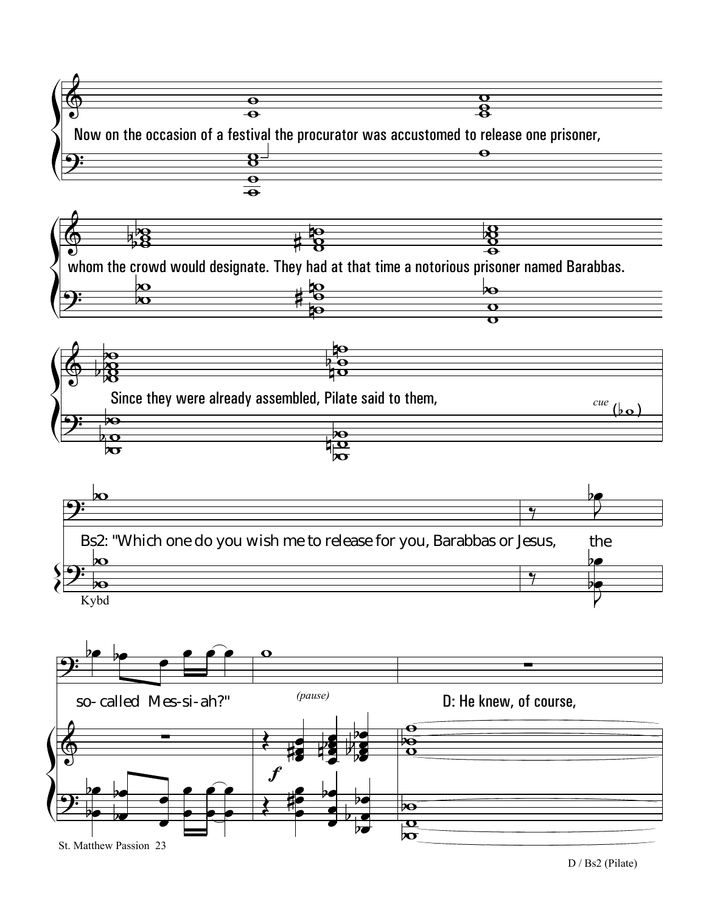Now on the occasion of a festival the procurator was accustomed to release one prisoner,

whom the crowd would designate. They had at that time a notorious prisoner named Barabbas.

Since they were already assembled, Pilate said to them,

*cue*

Bs2: "Which one do you wish me to release for you, Barabbas or Jesus, the

Kybd

so- called Mes-si-ah?"

*(pause)*

D: He knew, of course,

*f*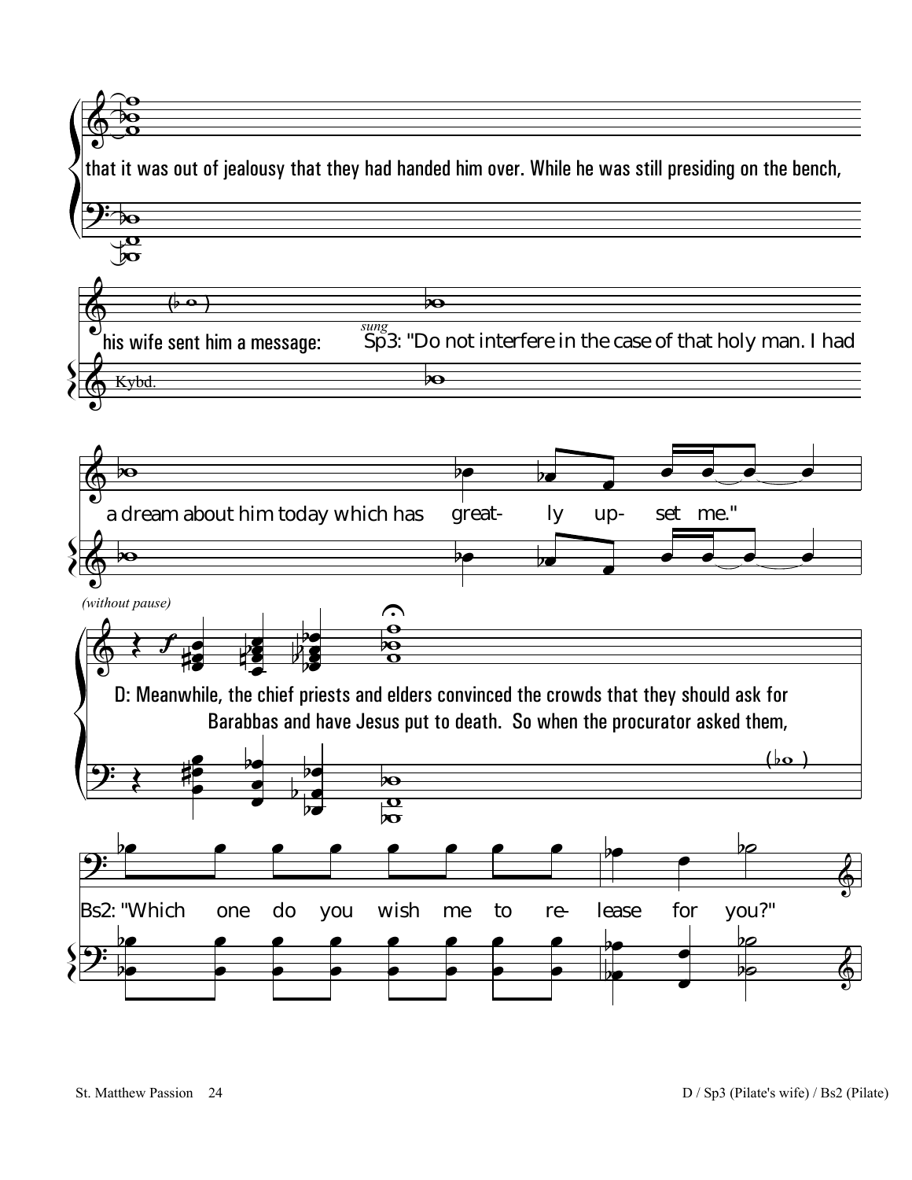that it was out of jealousy that they had handed him over. While he was still presiding on the bench,

his wife sent him a message:

*sung*

Sp3: "Do not interfere in the case of that holy man. I had

Kybd.

a dream about him today which has great- ly up- set me."

*(without pause)*

D: Meanwhile, the chief priests and elders convinced the crowds that they should ask for Barabbas and have Jesus put to death. So when the procurator asked them,

Bs2: "Which one do you wish me to re- lease for you?"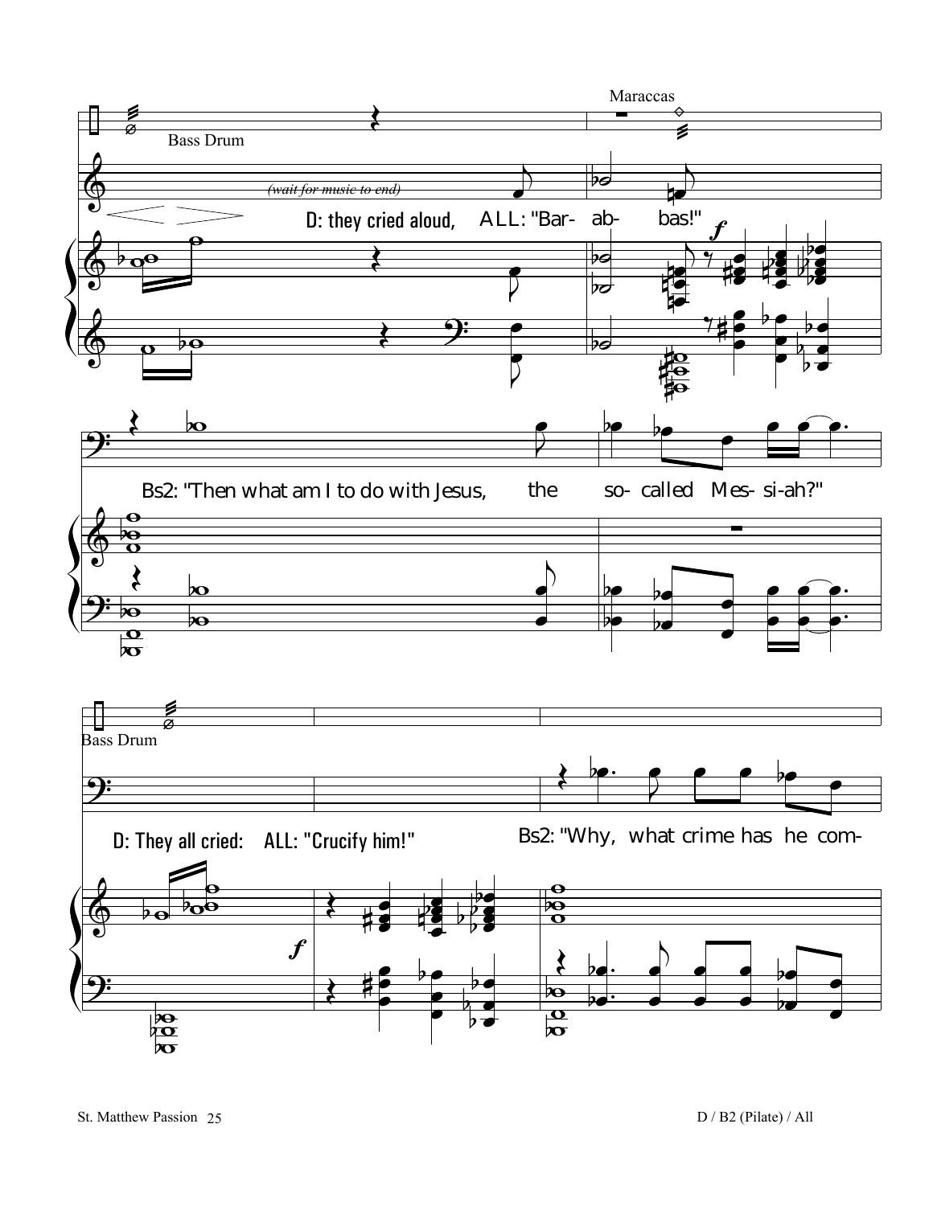Bass Drum

Maraccas

*(wait for music to end)*

D: they cried aloud, ALL: "Bar- ab- bas!"

*f*

Bs2: "Then what am I to do with Jesus, the so- called Mes- si-ah?"

Bass Drum

D: They all cried: ALL: "Crucify him!"

*f*

Bs2: "Why, what crime has he com-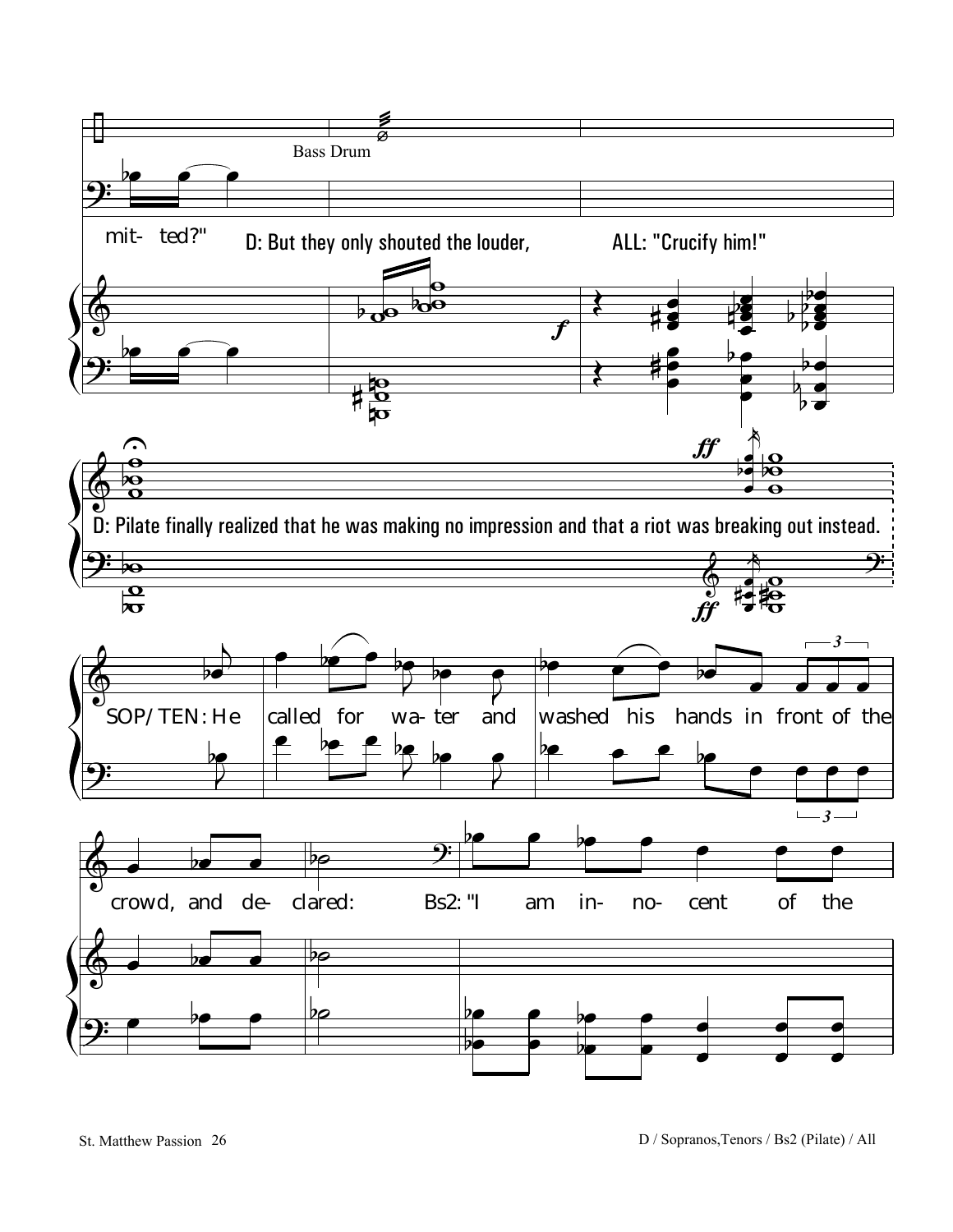Bass Drum

mit- ted?"

D: But they only shouted the louder,

ALL: "Crucify him!"

D: Pilate finally realized that he was making no impression and that a riot was breaking out instead.

SOP/TEN: He called for wa- ter and washed his hands in front of the crowd, and de- clared:

Bs2: "I am in- no- cent of the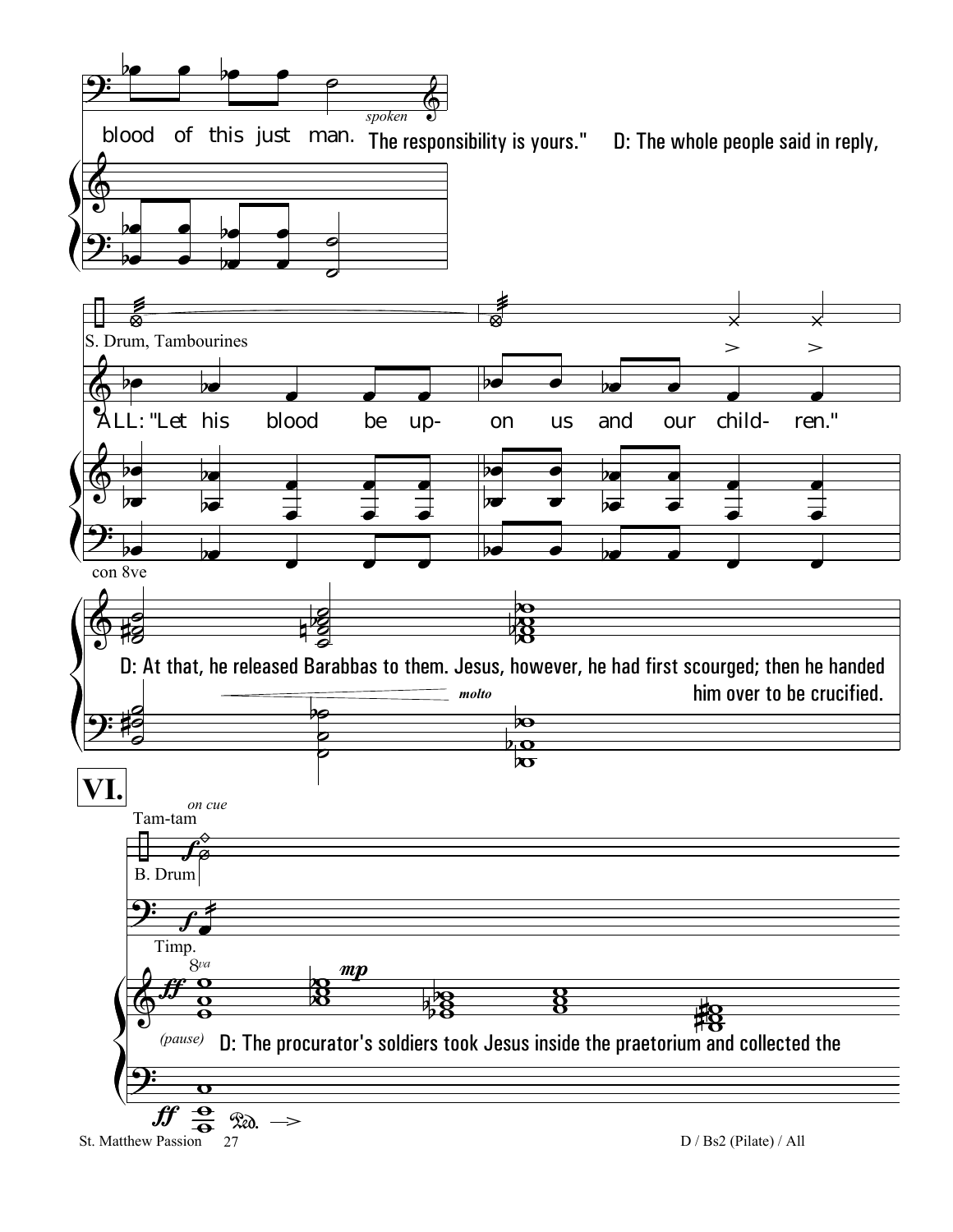blood of this just man. *spoken* The responsibility is yours." D: The whole people said in reply,

S. Drum, Tambourines

ALL: "Let his blood be up- on us and our child- ren."

con 8ve

D: At that, he released Barabbas to them. Jesus, however, he had first scourged; then he handed him over to be crucified.

*molto*

**VI.**

Tam-tam *on cue*

B. Drum

Timp.

*(pause)* D: The procurator's soldiers took Jesus inside the praetorium and collected the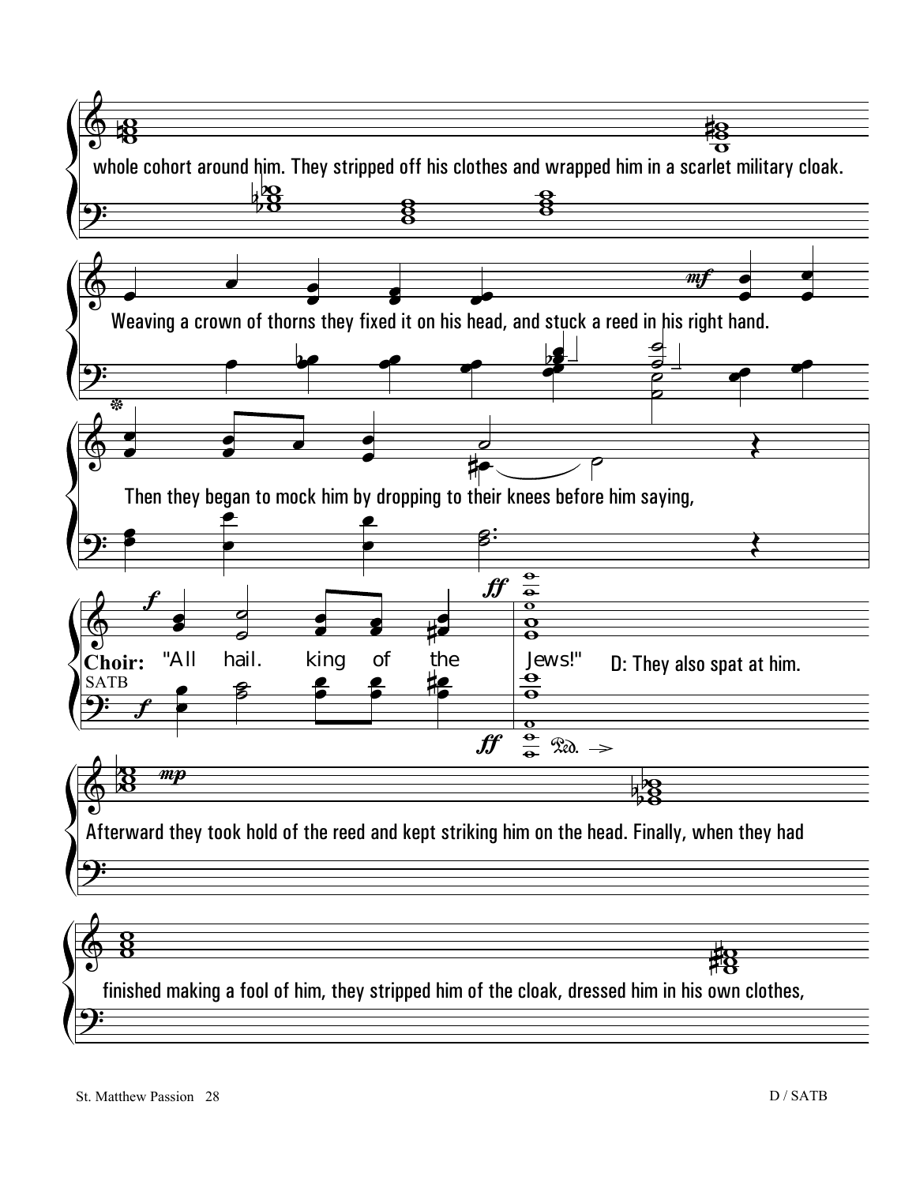whole cohort around him. They stripped off his clothes and wrapped him in a scarlet military cloak.

Weaving a crown of thorns they fixed it on his head, and stuck a reed in his right hand.

Then they began to mock him by dropping to their knees before him saying,

**Choir:** "All hail. king of the Jews!" D: They also spat at him.

SATB

Afterward they took hold of the reed and kept striking him on the head. Finally, when they had

finished making a fool of him, they stripped him of the cloak, dressed him in his own clothes,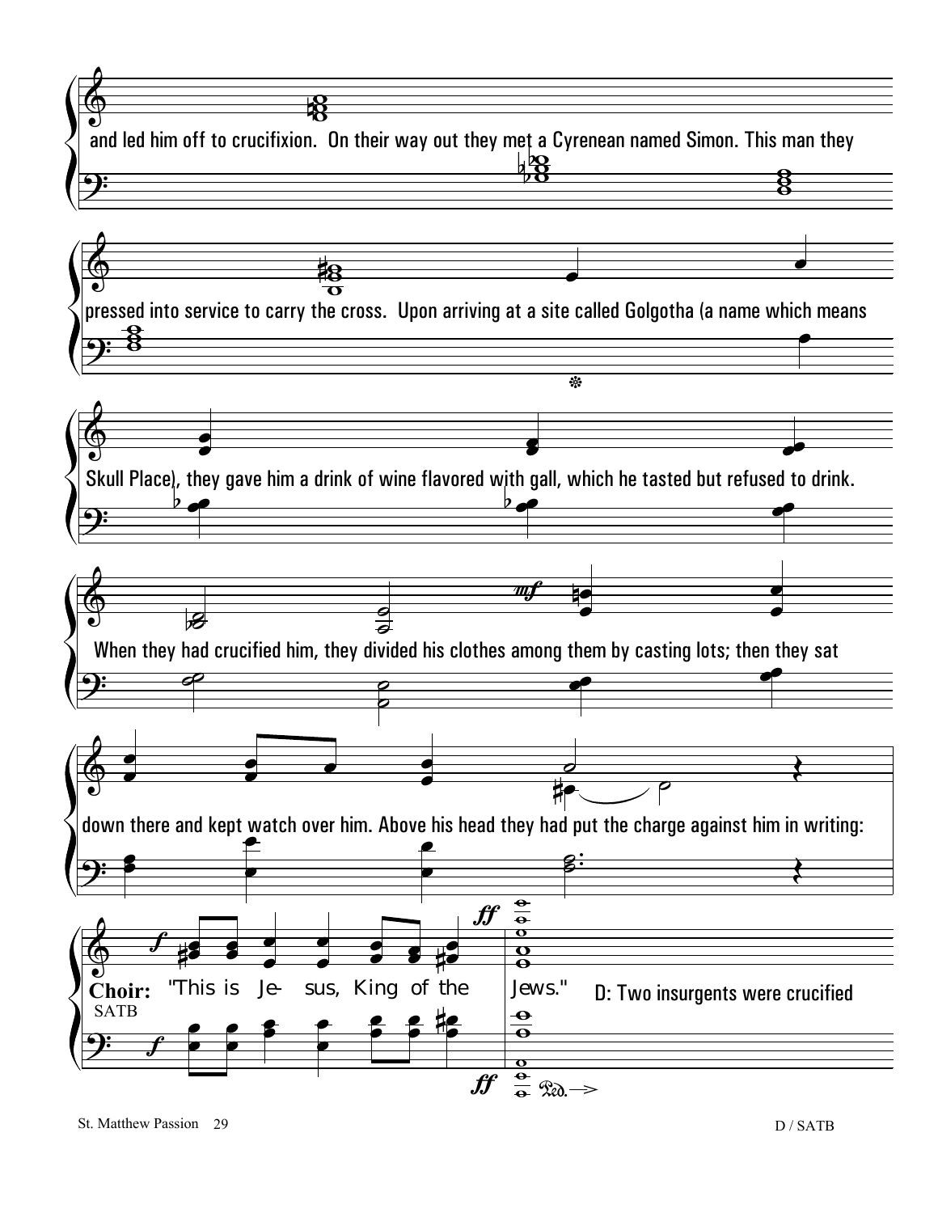and led him off to crucifixion. On their way out they met a Cyrenean named Simon. This man they

pressed into service to carry the cross. Upon arriving at a site called Golgotha (a name which means

Skull Place), they gave him a drink of wine flavored with gall, which he tasted but refused to drink.

When they had crucified him, they divided his clothes among them by casting lots; then they sat

down there and kept watch over him. Above his head they had put the charge against him in writing:

**Choir:** SATB "This is Je- sus, King of the Jews." D: Two insurgents were crucified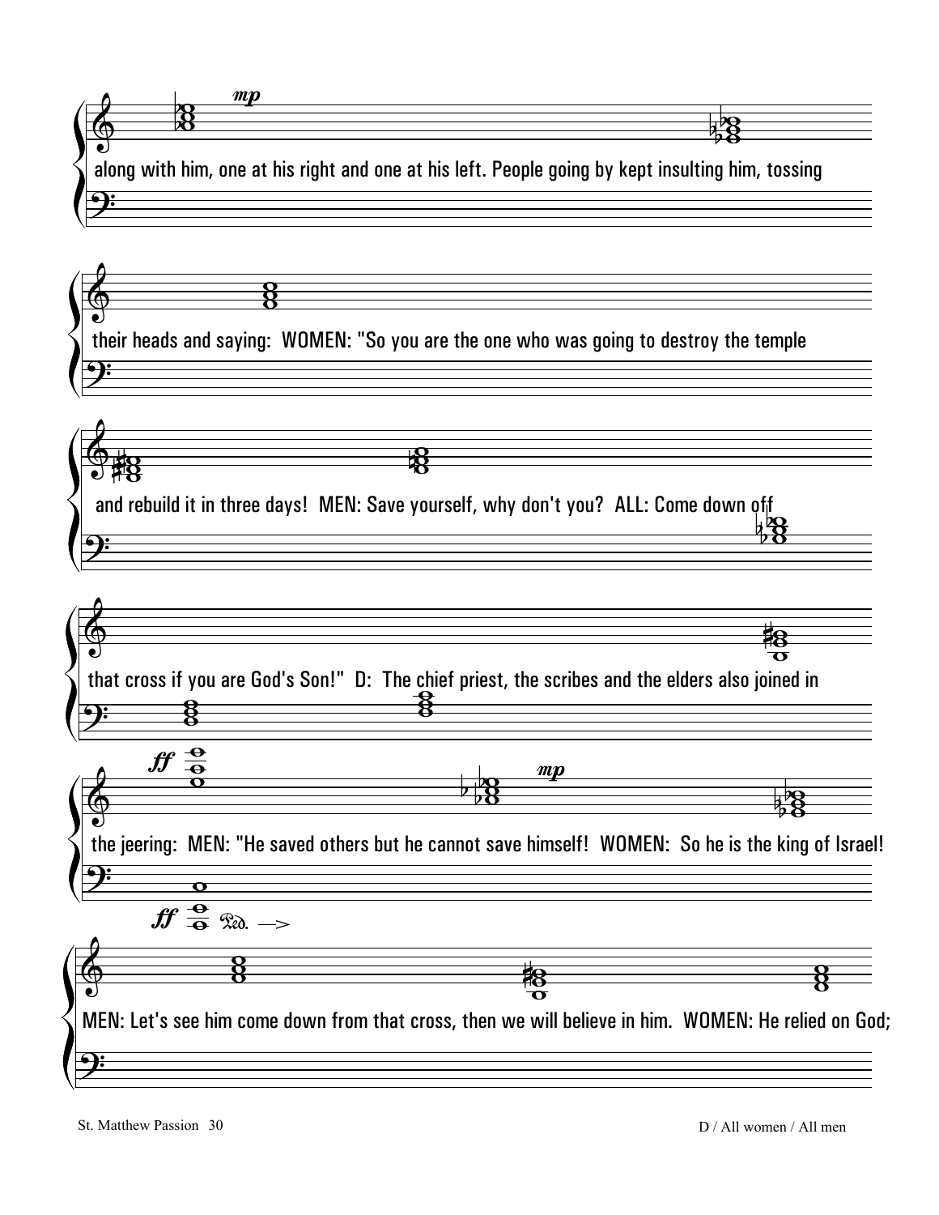along with him, one at his right and one at his left. People going by kept insulting him, tossing

their heads and saying: WOMEN: "So you are the one who was going to destroy the temple

and rebuild it in three days! MEN: Save yourself, why don't you? ALL: Come down off

that cross if you are God's Son!" D: The chief priest, the scribes and the elders also joined in

the jeering: MEN: "He saved others but he cannot save himself! WOMEN: So he is the king of Israel!

MEN: Let's see him come down from that cross, then we will believe in him. WOMEN: He relied on God;

D / All women / All men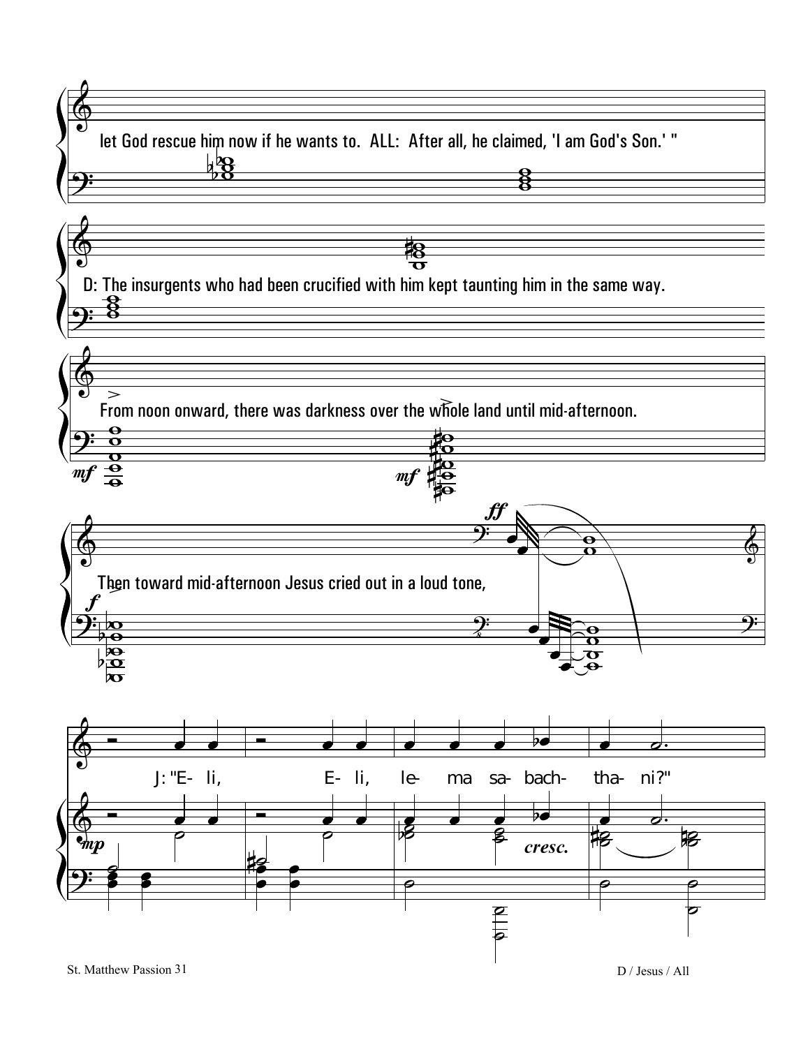let God rescue him now if he wants to.  ALL:  After all, he claimed, 'I am God's Son.' "

D: The insurgents who had been crucified with him kept taunting him in the same way.

From noon onward, there was darkness over the whole land until mid-afternoon.

Then toward mid-afternoon Jesus cried out in a loud tone,

J: "E- li, E- li, le- ma sa- bach- tha- ni?"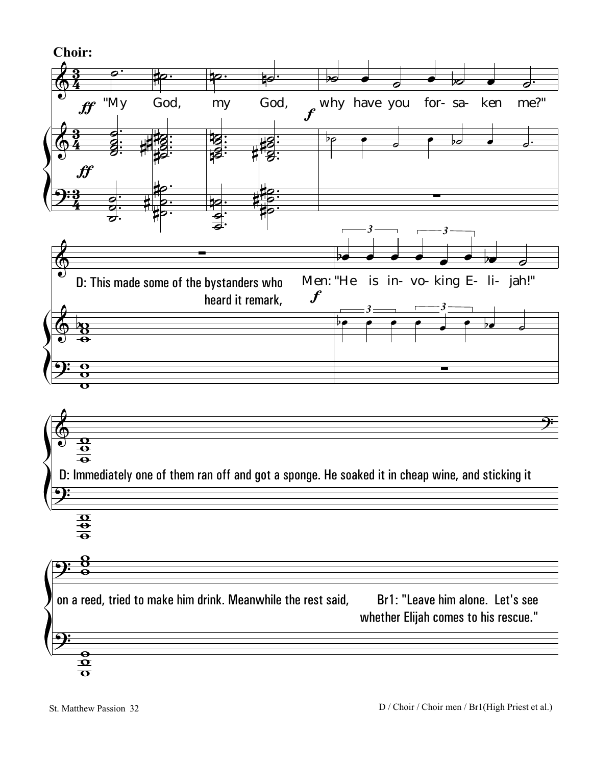**Choir:**

*ff* "My God, my God, *f* why have you for- sa- ken me?"

D: This made some of the bystanders who heard it remark,

Men: *f* "He is in- vo- king E- li- jah!"

D: Immediately one of them ran off and got a sponge. He soaked it in cheap wine, and sticking it on a reed, tried to make him drink. Meanwhile the rest said,

Br1: "Leave him alone. Let's see whether Elijah comes to his rescue."

D / Choir / Choir men / Br1(High Priest et al.)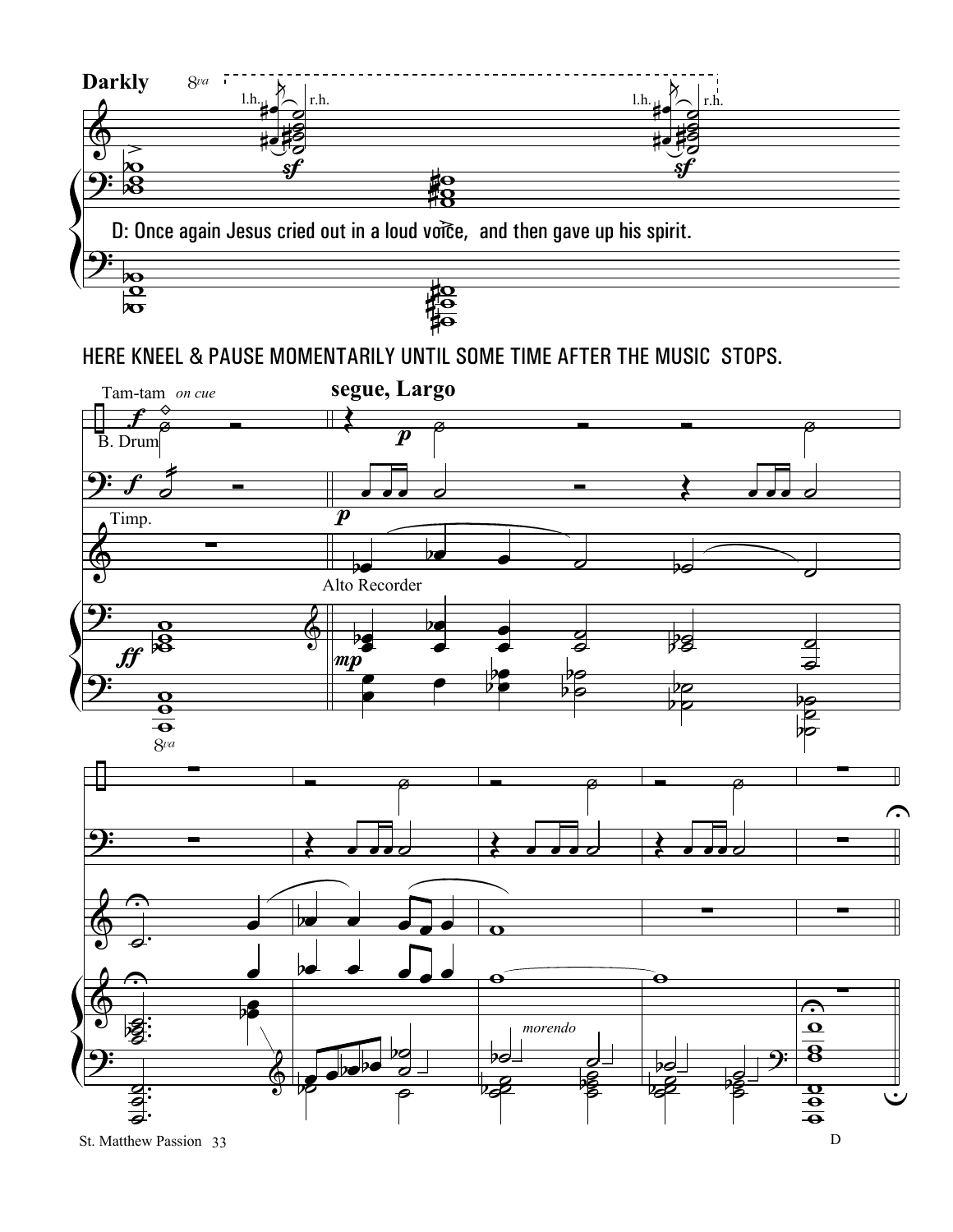**Darkly**

D: Once again Jesus cried out in a loud voice, and then gave up his spirit.

HERE KNEEL & PAUSE MOMENTARILY UNTIL SOME TIME AFTER THE MUSIC STOPS.

**segue, Largo**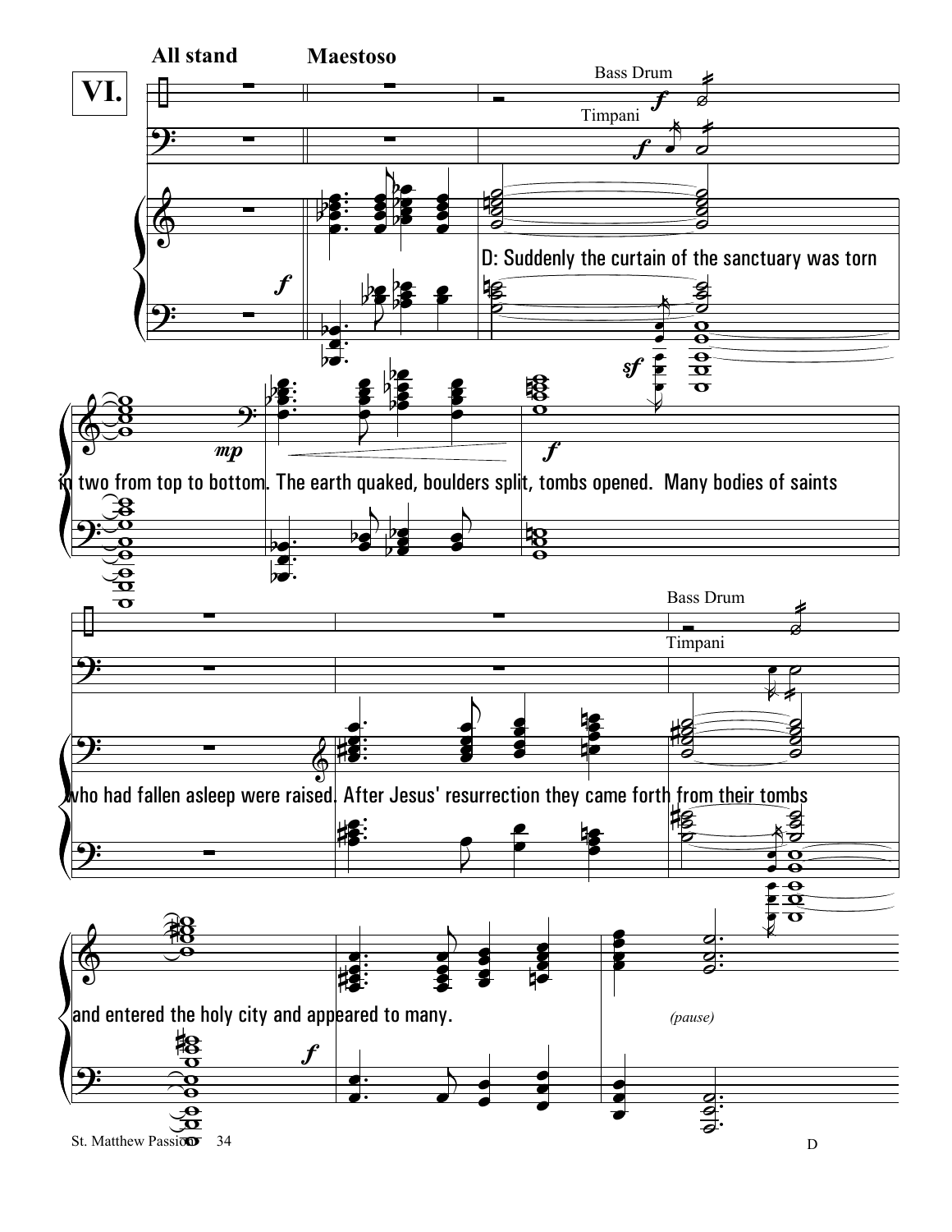# VI.

**All stand** **Maestoso**

Bass Drum

Timpani

D: Suddenly the curtain of the sanctuary was torn in two from top to bottom. The earth quaked, boulders split, tombs opened. Many bodies of saints who had fallen asleep were raised. After Jesus' resurrection they came forth from their tombs and entered the holy city and appeared to many.

*(pause)*

D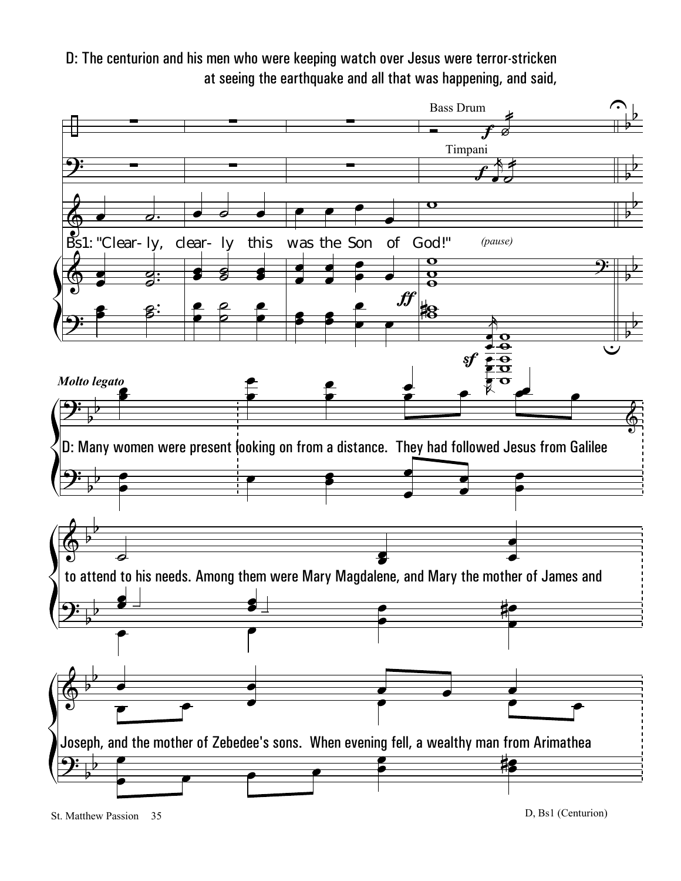D: The centurion and his men who were keeping watch over Jesus were terror-stricken at seeing the earthquake and all that was happening, and said,

Bass Drum

Timpani

Bs1: "Clear- ly, clear- ly this was the Son of God!" *(pause)*

*Molto legato*

D: Many women were present looking on from a distance. They had followed Jesus from Galilee to attend to his needs. Among them were Mary Magdalene, and Mary the mother of James and Joseph, and the mother of Zebedee's sons. When evening fell, a wealthy man from Arimathea

D, Bs1 (Centurion)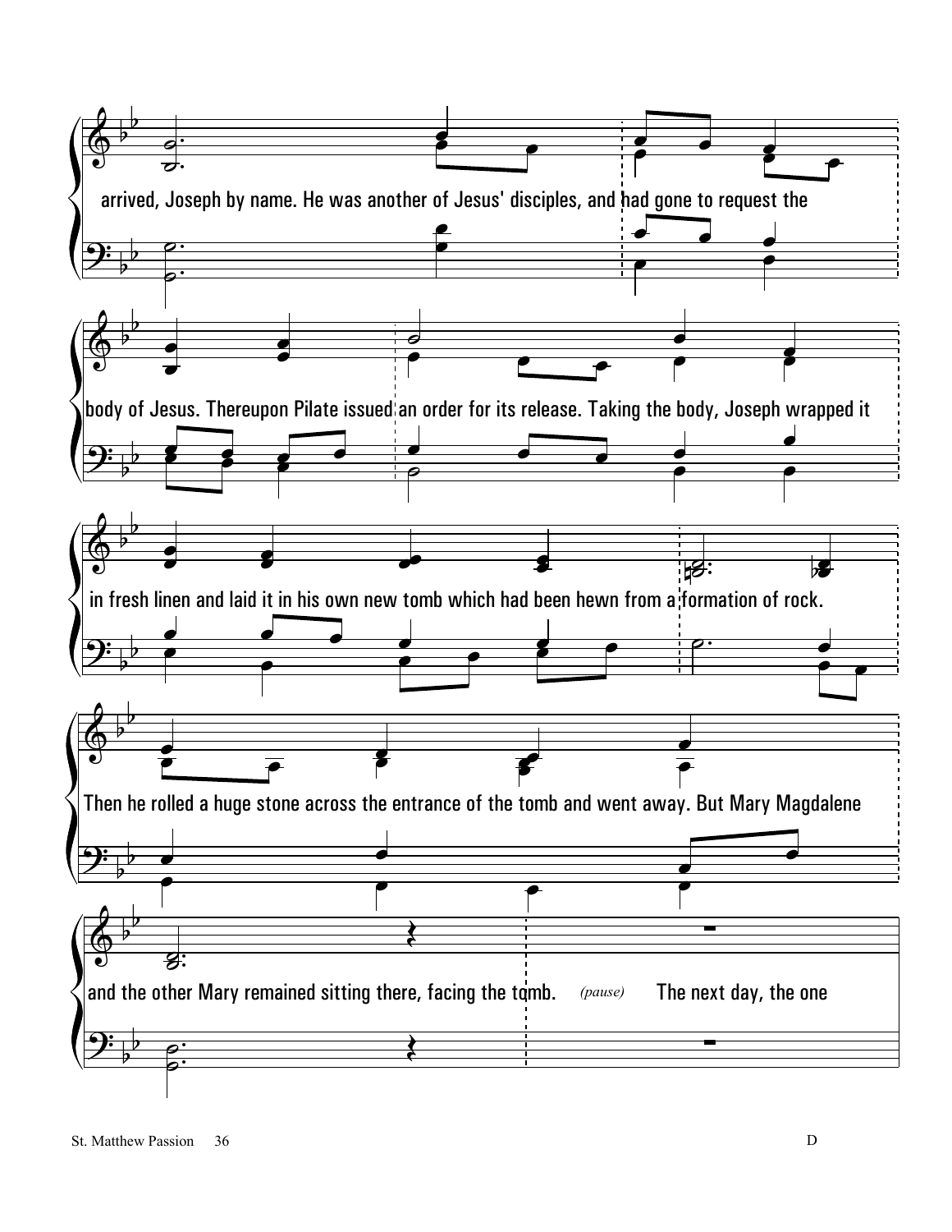arrived, Joseph by name. He was another of Jesus' disciples, and had gone to request the

body of Jesus. Thereupon Pilate issued an order for its release. Taking the body, Joseph wrapped it

in fresh linen and laid it in his own new tomb which had been hewn from a formation of rock.

Then he rolled a huge stone across the entrance of the tomb and went away. But Mary Magdalene

and the other Mary remained sitting there, facing the tomb. *(pause)* The next day, the one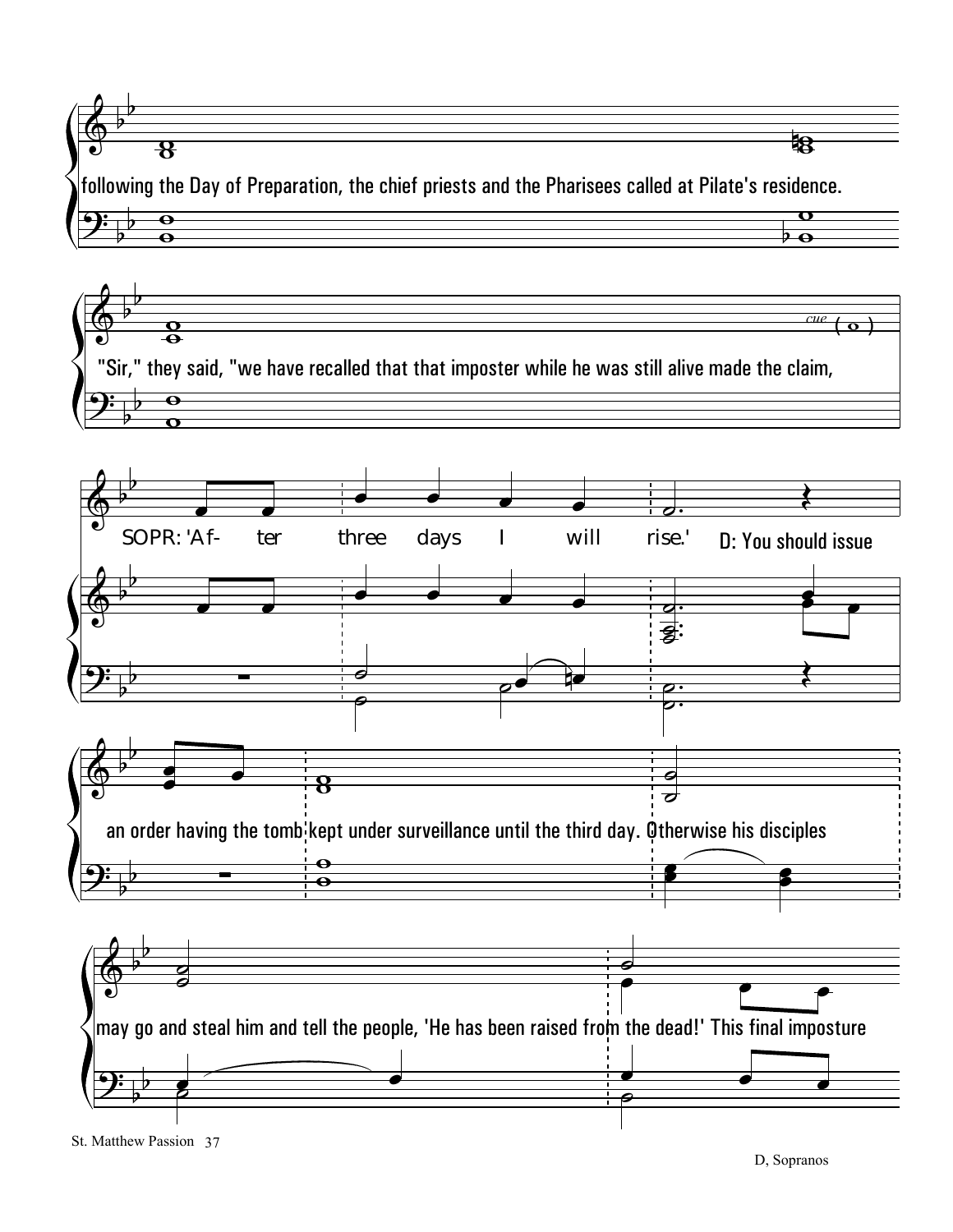following the Day of Preparation, the chief priests and the Pharisees called at Pilate's residence.

"Sir," they said, "we have recalled that that imposter while he was still alive made the claim,

*cue*

SOPR: 'Af- ter three days I will rise.'

D: You should issue an order having the tomb kept under surveillance until the third day. Otherwise his disciples may go and steal him and tell the people, 'He has been raised from the dead!' This final imposture

D, Sopranos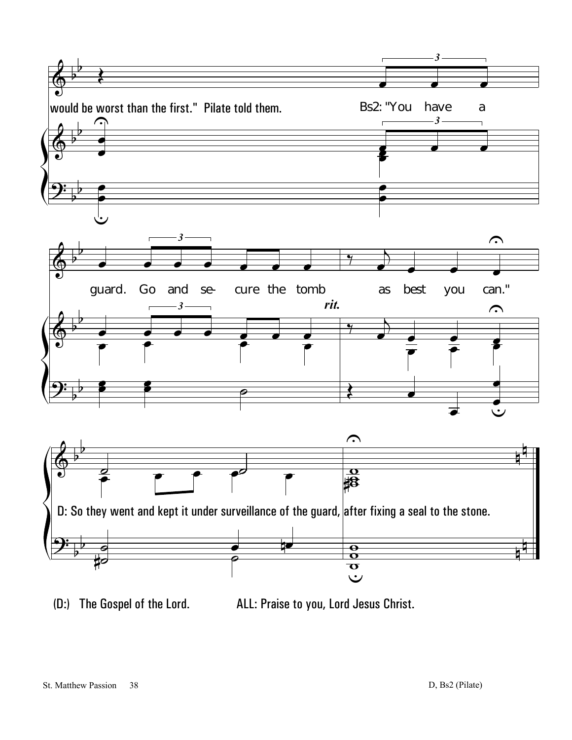would be worst than the first." Pilate told them.

Bs2: "You have a guard. Go and se- cure the tomb as best you can."

*rit.*

D: So they went and kept it under surveillance of the guard, after fixing a seal to the stone.

(D:) The Gospel of the Lord. ALL: Praise to you, Lord Jesus Christ.